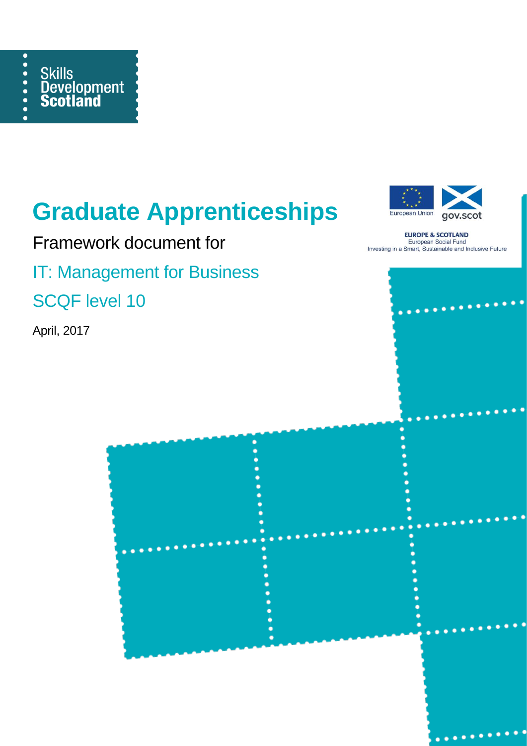Skills Development Scotland

EUROPE & SCOTLAND
European Social Fund
Investing in a Smart, Sustainable and Inclusive Future

# Graduate Apprenticeships

Framework document for

## IT: Management for Business

## SCQF level 10

April, 2017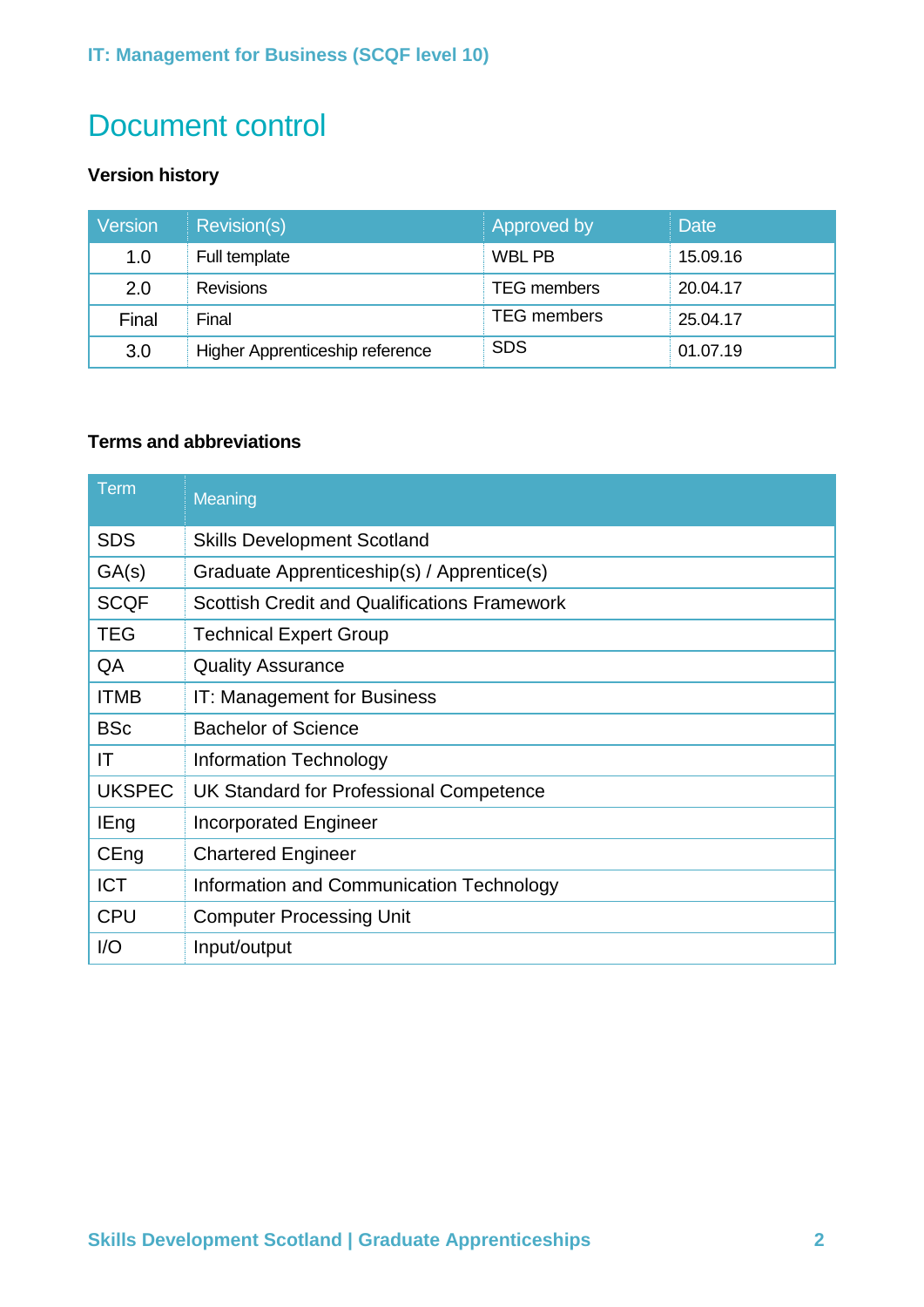# Document control

### Version history

| Version | Revision(s) | Approved by | Date |
|---|---|---|---|
| 1.0 | Full template | WBL PB | 15.09.16 |
| 2.0 | Revisions | TEG members | 20.04.17 |
| Final | Final | TEG members | 25.04.17 |
| 3.0 | Higher Apprenticeship reference | SDS | 01.07.19 |

### Terms and abbreviations

| Term | Meaning |
|---|---|
| SDS | Skills Development Scotland |
| GA(s) | Graduate Apprenticeship(s) / Apprentice(s) |
| SCQF | Scottish Credit and Qualifications Framework |
| TEG | Technical Expert Group |
| QA | Quality Assurance |
| ITMB | IT: Management for Business |
| BSc | Bachelor of Science |
| IT | Information Technology |
| UKSPEC | UK Standard for Professional Competence |
| IEng | Incorporated Engineer |
| CEng | Chartered Engineer |
| ICT | Information and Communication Technology |
| CPU | Computer Processing Unit |
| I/O | Input/output |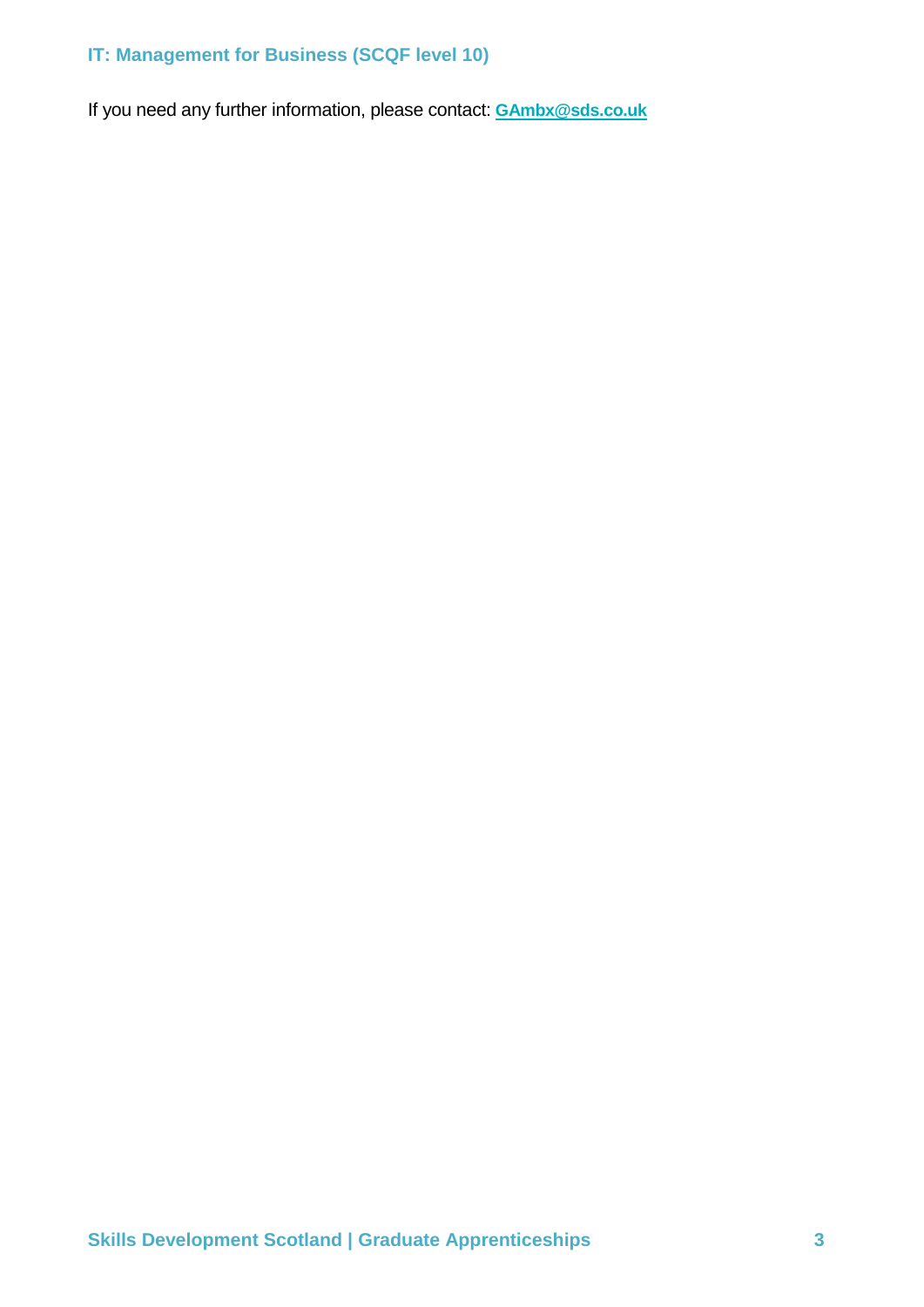### IT: Management for Business (SCQF level 10)

If you need any further information, please contact: **GAmbx@sds.co.uk**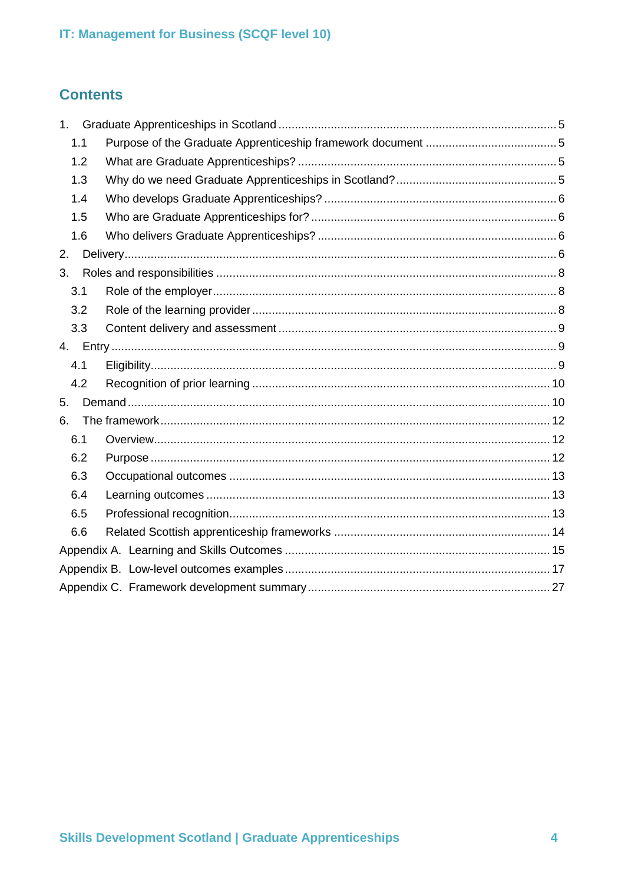## Contents

1. Graduate Apprenticeships in Scotland ..... 5
   - 1.1 Purpose of the Graduate Apprenticeship framework document ..... 5
   - 1.2 What are Graduate Apprenticeships? ..... 5
   - 1.3 Why do we need Graduate Apprenticeships in Scotland? ..... 5
   - 1.4 Who develops Graduate Apprenticeships? ..... 6
   - 1.5 Who are Graduate Apprenticeships for? ..... 6
   - 1.6 Who delivers Graduate Apprenticeships? ..... 6
2. Delivery ..... 6
3. Roles and responsibilities ..... 8
   - 3.1 Role of the employer ..... 8
   - 3.2 Role of the learning provider ..... 8
   - 3.3 Content delivery and assessment ..... 9
4. Entry ..... 9
   - 4.1 Eligibility ..... 9
   - 4.2 Recognition of prior learning ..... 10
5. Demand ..... 10
6. The framework ..... 12
   - 6.1 Overview ..... 12
   - 6.2 Purpose ..... 12
   - 6.3 Occupational outcomes ..... 13
   - 6.4 Learning outcomes ..... 13
   - 6.5 Professional recognition ..... 13
   - 6.6 Related Scottish apprenticeship frameworks ..... 14

Appendix A. Learning and Skills Outcomes ..... 15

Appendix B. Low-level outcomes examples ..... 17

Appendix C. Framework development summary ..... 27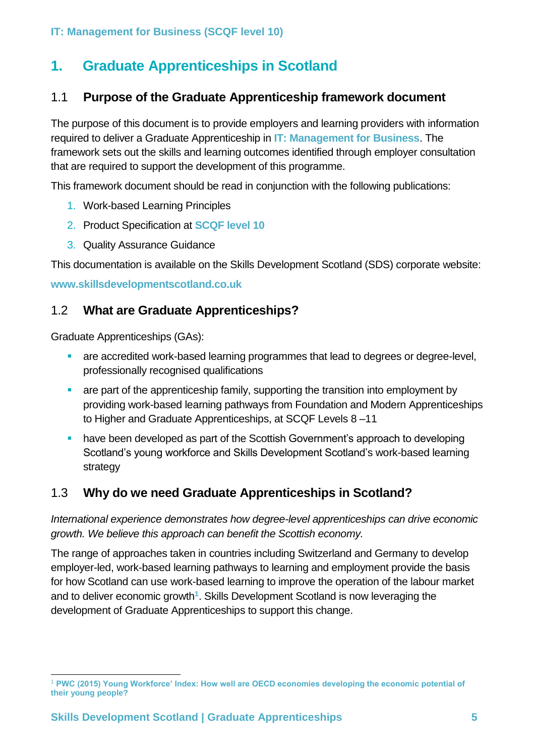# 1. Graduate Apprenticeships in Scotland

## 1.1 Purpose of the Graduate Apprenticeship framework document

The purpose of this document is to provide employers and learning providers with information required to deliver a Graduate Apprenticeship in **IT: Management for Business**. The framework sets out the skills and learning outcomes identified through employer consultation that are required to support the development of this programme.

This framework document should be read in conjunction with the following publications:

1. Work-based Learning Principles
2. Product Specification at **SCQF level 10**
3. Quality Assurance Guidance

This documentation is available on the Skills Development Scotland (SDS) corporate website:

**www.skillsdevelopmentscotland.co.uk**

## 1.2 What are Graduate Apprenticeships?

Graduate Apprenticeships (GAs):

- are accredited work-based learning programmes that lead to degrees or degree-level, professionally recognised qualifications
- are part of the apprenticeship family, supporting the transition into employment by providing work-based learning pathways from Foundation and Modern Apprenticeships to Higher and Graduate Apprenticeships, at SCQF Levels 8 –11
- have been developed as part of the Scottish Government's approach to developing Scotland's young workforce and Skills Development Scotland's work-based learning strategy

## 1.3 Why do we need Graduate Apprenticeships in Scotland?

*International experience demonstrates how degree-level apprenticeships can drive economic growth. We believe this approach can benefit the Scottish economy.*

The range of approaches taken in countries including Switzerland and Germany to develop employer-led, work-based learning pathways to learning and employment provide the basis for how Scotland can use work-based learning to improve the operation of the labour market and to deliver economic growth[1]. Skills Development Scotland is now leveraging the development of Graduate Apprenticeships to support this change.

---

[1] **PWC (2015) Young Workforce' Index: How well are OECD economies developing the economic potential of their young people?**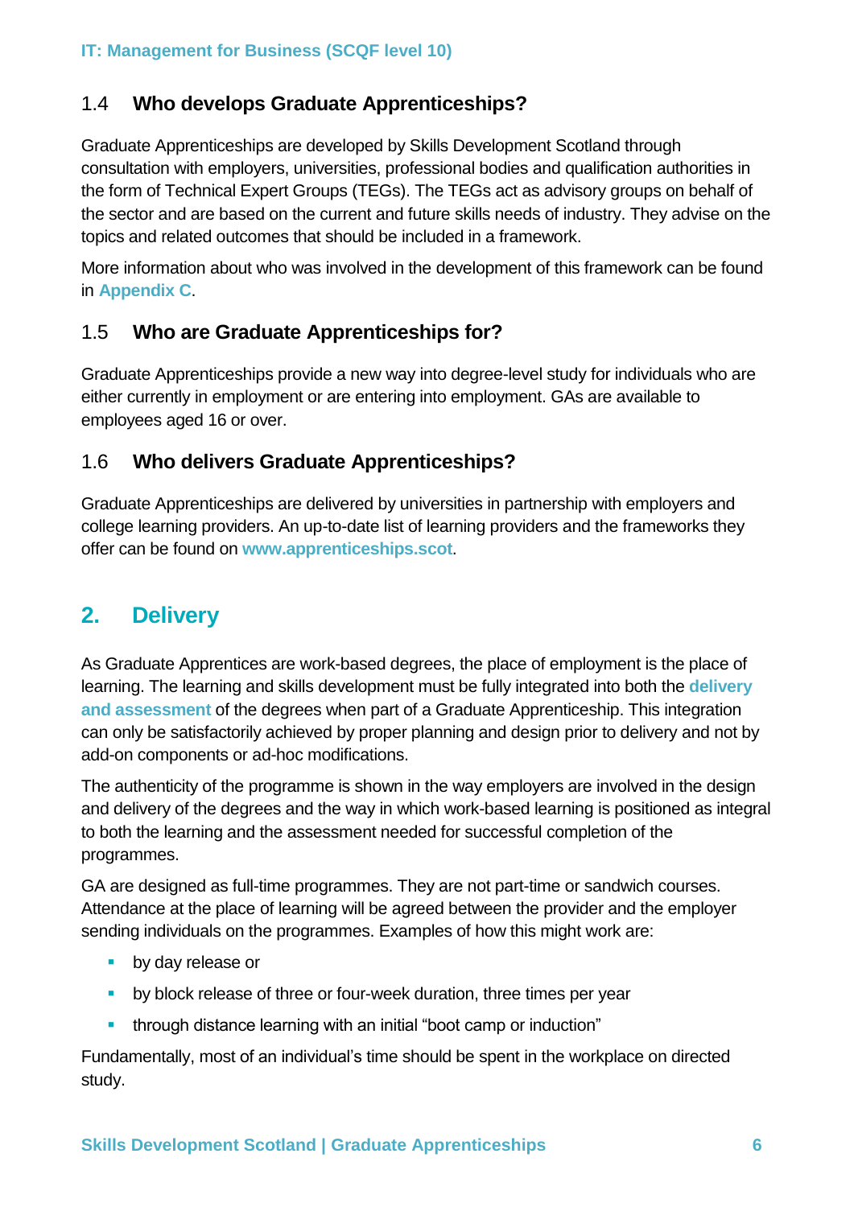### 1.4 Who develops Graduate Apprenticeships?

Graduate Apprenticeships are developed by Skills Development Scotland through consultation with employers, universities, professional bodies and qualification authorities in the form of Technical Expert Groups (TEGs). The TEGs act as advisory groups on behalf of the sector and are based on the current and future skills needs of industry. They advise on the topics and related outcomes that should be included in a framework.

More information about who was involved in the development of this framework can be found in **Appendix C**.

### 1.5 Who are Graduate Apprenticeships for?

Graduate Apprenticeships provide a new way into degree-level study for individuals who are either currently in employment or are entering into employment. GAs are available to employees aged 16 or over.

### 1.6 Who delivers Graduate Apprenticeships?

Graduate Apprenticeships are delivered by universities in partnership with employers and college learning providers. An up-to-date list of learning providers and the frameworks they offer can be found on **www.apprenticeships.scot**.

## 2. Delivery

As Graduate Apprentices are work-based degrees, the place of employment is the place of learning. The learning and skills development must be fully integrated into both the **delivery and assessment** of the degrees when part of a Graduate Apprenticeship. This integration can only be satisfactorily achieved by proper planning and design prior to delivery and not by add-on components or ad-hoc modifications.

The authenticity of the programme is shown in the way employers are involved in the design and delivery of the degrees and the way in which work-based learning is positioned as integral to both the learning and the assessment needed for successful completion of the programmes.

GA are designed as full-time programmes. They are not part-time or sandwich courses. Attendance at the place of learning will be agreed between the provider and the employer sending individuals on the programmes. Examples of how this might work are:

- by day release or
- by block release of three or four-week duration, three times per year
- through distance learning with an initial "boot camp or induction"

Fundamentally, most of an individual's time should be spent in the workplace on directed study.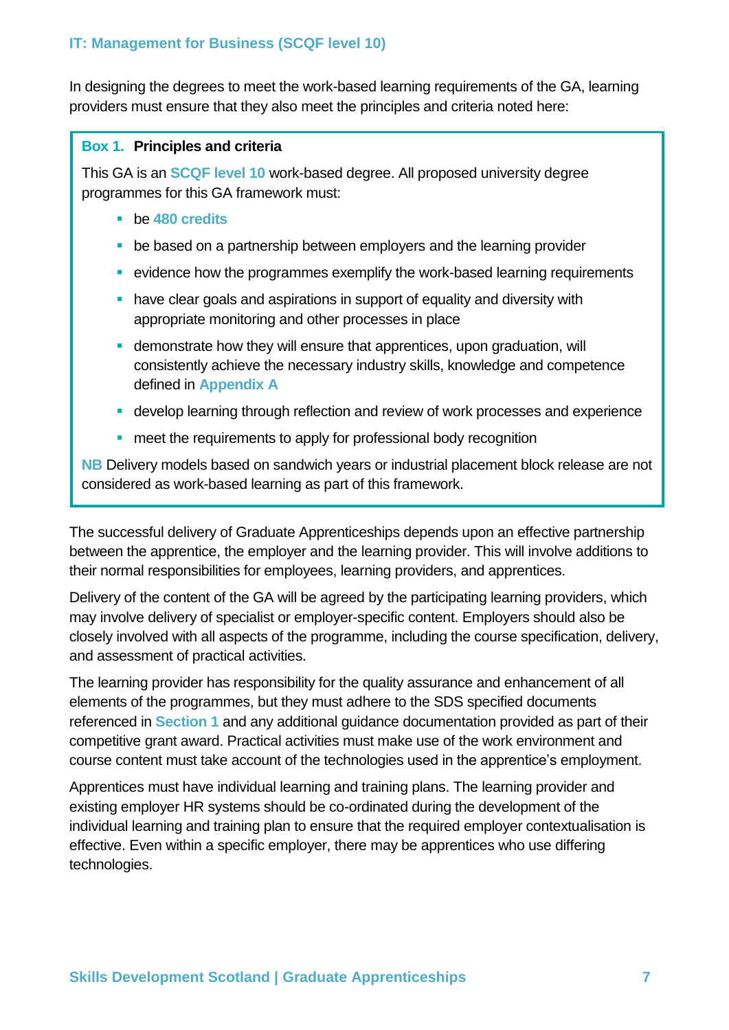In designing the degrees to meet the work-based learning requirements of the GA, learning providers must ensure that they also meet the principles and criteria noted here:

> **Box 1. Principles and criteria**
>
> This GA is an **SCQF level 10** work-based degree. All proposed university degree programmes for this GA framework must:
>
> - be **480 credits**
> - be based on a partnership between employers and the learning provider
> - evidence how the programmes exemplify the work-based learning requirements
> - have clear goals and aspirations in support of equality and diversity with appropriate monitoring and other processes in place
> - demonstrate how they will ensure that apprentices, upon graduation, will consistently achieve the necessary industry skills, knowledge and competence defined in **Appendix A**
> - develop learning through reflection and review of work processes and experience
> - meet the requirements to apply for professional body recognition
>
> **NB** Delivery models based on sandwich years or industrial placement block release are not considered as work-based learning as part of this framework.

The successful delivery of Graduate Apprenticeships depends upon an effective partnership between the apprentice, the employer and the learning provider. This will involve additions to their normal responsibilities for employees, learning providers, and apprentices.

Delivery of the content of the GA will be agreed by the participating learning providers, which may involve delivery of specialist or employer-specific content. Employers should also be closely involved with all aspects of the programme, including the course specification, delivery, and assessment of practical activities.

The learning provider has responsibility for the quality assurance and enhancement of all elements of the programmes, but they must adhere to the SDS specified documents referenced in **Section 1** and any additional guidance documentation provided as part of their competitive grant award. Practical activities must make use of the work environment and course content must take account of the technologies used in the apprentice's employment.

Apprentices must have individual learning and training plans. The learning provider and existing employer HR systems should be co-ordinated during the development of the individual learning and training plan to ensure that the required employer contextualisation is effective. Even within a specific employer, there may be apprentices who use differing technologies.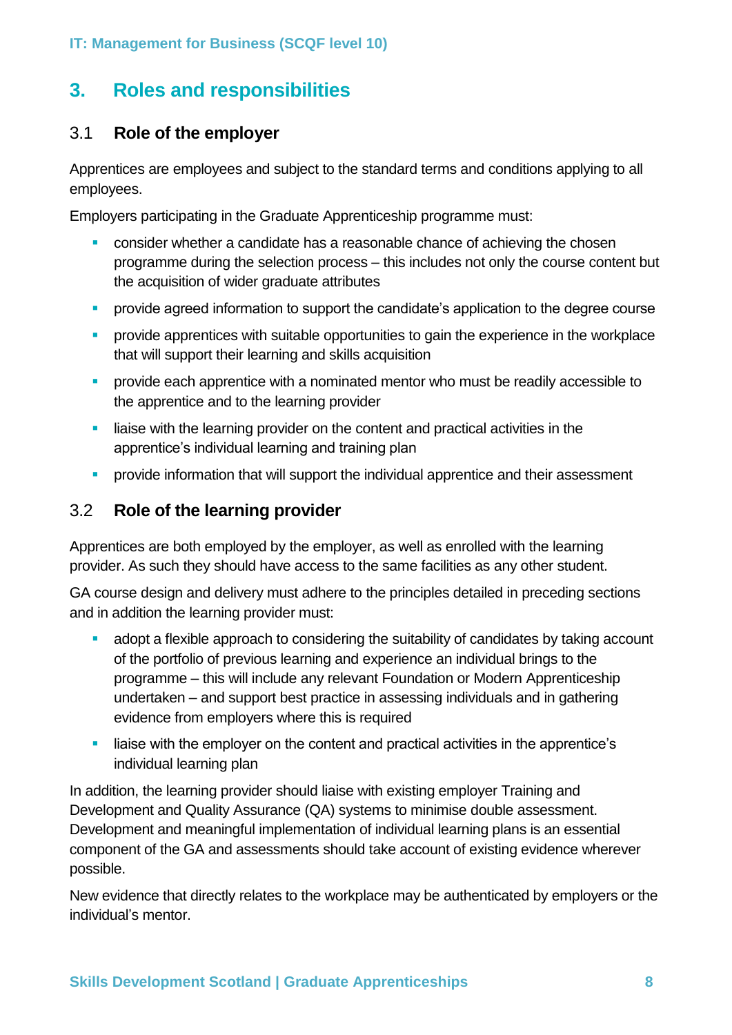## 3. Roles and responsibilities

### 3.1 Role of the employer

Apprentices are employees and subject to the standard terms and conditions applying to all employees.

Employers participating in the Graduate Apprenticeship programme must:

- consider whether a candidate has a reasonable chance of achieving the chosen programme during the selection process – this includes not only the course content but the acquisition of wider graduate attributes
- provide agreed information to support the candidate's application to the degree course
- provide apprentices with suitable opportunities to gain the experience in the workplace that will support their learning and skills acquisition
- provide each apprentice with a nominated mentor who must be readily accessible to the apprentice and to the learning provider
- liaise with the learning provider on the content and practical activities in the apprentice's individual learning and training plan
- provide information that will support the individual apprentice and their assessment

### 3.2 Role of the learning provider

Apprentices are both employed by the employer, as well as enrolled with the learning provider. As such they should have access to the same facilities as any other student.

GA course design and delivery must adhere to the principles detailed in preceding sections and in addition the learning provider must:

- adopt a flexible approach to considering the suitability of candidates by taking account of the portfolio of previous learning and experience an individual brings to the programme – this will include any relevant Foundation or Modern Apprenticeship undertaken – and support best practice in assessing individuals and in gathering evidence from employers where this is required
- liaise with the employer on the content and practical activities in the apprentice's individual learning plan

In addition, the learning provider should liaise with existing employer Training and Development and Quality Assurance (QA) systems to minimise double assessment. Development and meaningful implementation of individual learning plans is an essential component of the GA and assessments should take account of existing evidence wherever possible.

New evidence that directly relates to the workplace may be authenticated by employers or the individual's mentor.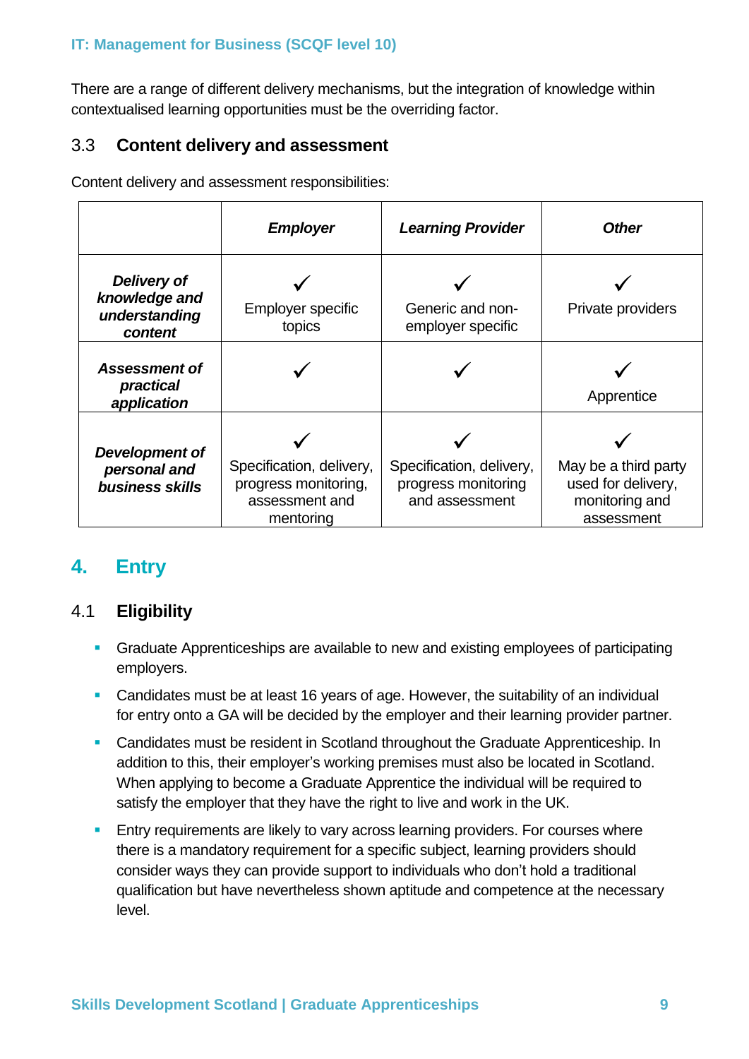There are a range of different delivery mechanisms, but the integration of knowledge within contextualised learning opportunities must be the overriding factor.

### 3.3 Content delivery and assessment

Content delivery and assessment responsibilities:

| | *Employer* | *Learning Provider* | *Other* |
|---|---|---|---|
| ***Delivery of knowledge and understanding content*** | ✓ Employer specific topics | ✓ Generic and non-employer specific | ✓ Private providers |
| ***Assessment of practical application*** | ✓ | ✓ | ✓ Apprentice |
| ***Development of personal and business skills*** | ✓ Specification, delivery, progress monitoring, assessment and mentoring | ✓ Specification, delivery, progress monitoring and assessment | ✓ May be a third party used for delivery, monitoring and assessment |

## 4. Entry

### 4.1 Eligibility

- Graduate Apprenticeships are available to new and existing employees of participating employers.
- Candidates must be at least 16 years of age. However, the suitability of an individual for entry onto a GA will be decided by the employer and their learning provider partner.
- Candidates must be resident in Scotland throughout the Graduate Apprenticeship. In addition to this, their employer's working premises must also be located in Scotland. When applying to become a Graduate Apprentice the individual will be required to satisfy the employer that they have the right to live and work in the UK.
- Entry requirements are likely to vary across learning providers. For courses where there is a mandatory requirement for a specific subject, learning providers should consider ways they can provide support to individuals who don't hold a traditional qualification but have nevertheless shown aptitude and competence at the necessary level.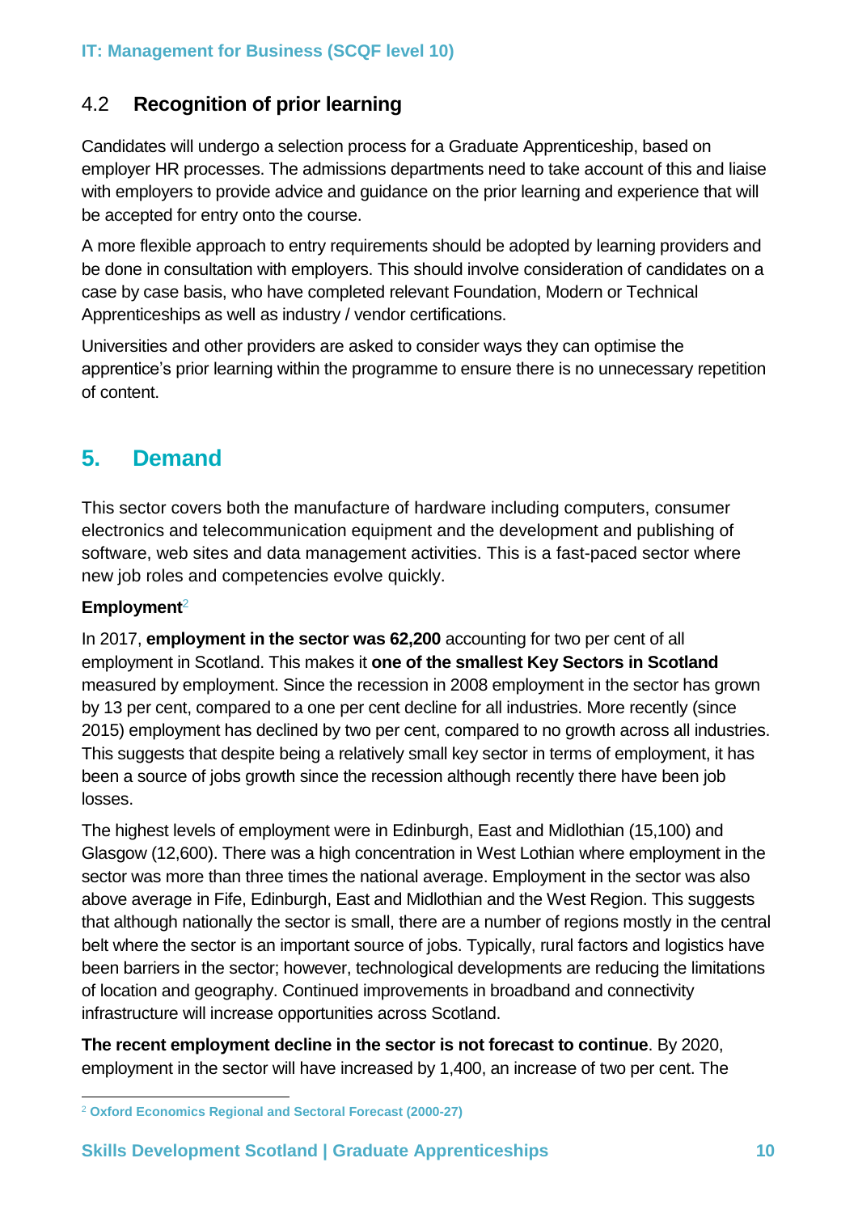### 4.2 Recognition of prior learning

Candidates will undergo a selection process for a Graduate Apprenticeship, based on employer HR processes. The admissions departments need to take account of this and liaise with employers to provide advice and guidance on the prior learning and experience that will be accepted for entry onto the course.

A more flexible approach to entry requirements should be adopted by learning providers and be done in consultation with employers. This should involve consideration of candidates on a case by case basis, who have completed relevant Foundation, Modern or Technical Apprenticeships as well as industry / vendor certifications.

Universities and other providers are asked to consider ways they can optimise the apprentice's prior learning within the programme to ensure there is no unnecessary repetition of content.

## 5. Demand

This sector covers both the manufacture of hardware including computers, consumer electronics and telecommunication equipment and the development and publishing of software, web sites and data management activities. This is a fast-paced sector where new job roles and competencies evolve quickly.

**Employment**[2]

In 2017, **employment in the sector was 62,200** accounting for two per cent of all employment in Scotland. This makes it **one of the smallest Key Sectors in Scotland** measured by employment. Since the recession in 2008 employment in the sector has grown by 13 per cent, compared to a one per cent decline for all industries. More recently (since 2015) employment has declined by two per cent, compared to no growth across all industries. This suggests that despite being a relatively small key sector in terms of employment, it has been a source of jobs growth since the recession although recently there have been job losses.

The highest levels of employment were in Edinburgh, East and Midlothian (15,100) and Glasgow (12,600). There was a high concentration in West Lothian where employment in the sector was more than three times the national average. Employment in the sector was also above average in Fife, Edinburgh, East and Midlothian and the West Region. This suggests that although nationally the sector is small, there are a number of regions mostly in the central belt where the sector is an important source of jobs. Typically, rural factors and logistics have been barriers in the sector; however, technological developments are reducing the limitations of location and geography. Continued improvements in broadband and connectivity infrastructure will increase opportunities across Scotland.

**The recent employment decline in the sector is not forecast to continue**. By 2020, employment in the sector will have increased by 1,400, an increase of two per cent. The

[2] Oxford Economics Regional and Sectoral Forecast (2000-27)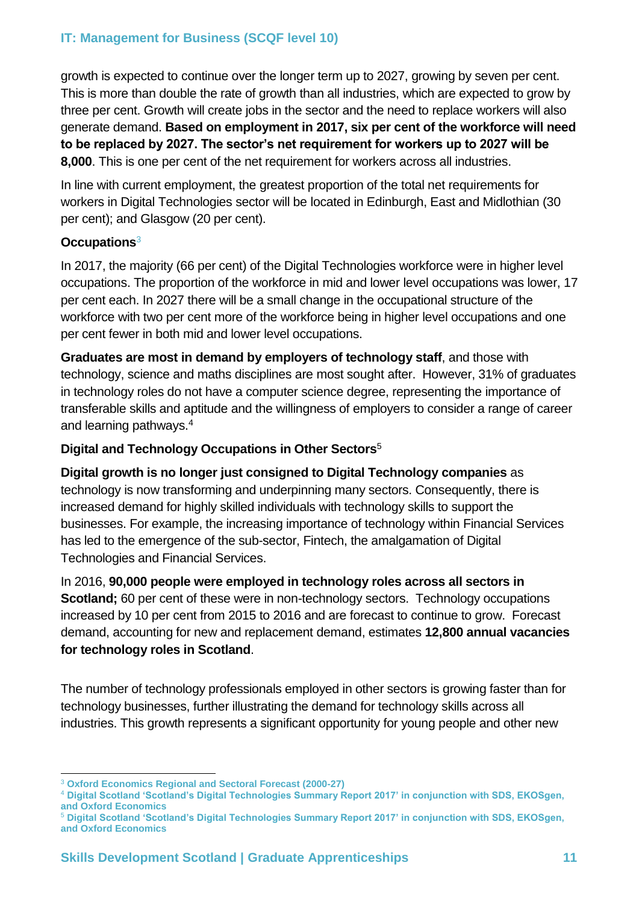growth is expected to continue over the longer term up to 2027, growing by seven per cent. This is more than double the rate of growth than all industries, which are expected to grow by three per cent. Growth will create jobs in the sector and the need to replace workers will also generate demand. **Based on employment in 2017, six per cent of the workforce will need to be replaced by 2027. The sector's net requirement for workers up to 2027 will be 8,000**. This is one per cent of the net requirement for workers across all industries.

In line with current employment, the greatest proportion of the total net requirements for workers in Digital Technologies sector will be located in Edinburgh, East and Midlothian (30 per cent); and Glasgow (20 per cent).

**Occupations**[3]

In 2017, the majority (66 per cent) of the Digital Technologies workforce were in higher level occupations. The proportion of the workforce in mid and lower level occupations was lower, 17 per cent each. In 2027 there will be a small change in the occupational structure of the workforce with two per cent more of the workforce being in higher level occupations and one per cent fewer in both mid and lower level occupations.

**Graduates are most in demand by employers of technology staff**, and those with technology, science and maths disciplines are most sought after. However, 31% of graduates in technology roles do not have a computer science degree, representing the importance of transferable skills and aptitude and the willingness of employers to consider a range of career and learning pathways.[4]

**Digital and Technology Occupations in Other Sectors**[5]

**Digital growth is no longer just consigned to Digital Technology companies** as technology is now transforming and underpinning many sectors. Consequently, there is increased demand for highly skilled individuals with technology skills to support the businesses. For example, the increasing importance of technology within Financial Services has led to the emergence of the sub-sector, Fintech, the amalgamation of Digital Technologies and Financial Services.

In 2016, **90,000 people were employed in technology roles across all sectors in Scotland;** 60 per cent of these were in non-technology sectors. Technology occupations increased by 10 per cent from 2015 to 2016 and are forecast to continue to grow. Forecast demand, accounting for new and replacement demand, estimates **12,800 annual vacancies for technology roles in Scotland**.

The number of technology professionals employed in other sectors is growing faster than for technology businesses, further illustrating the demand for technology skills across all industries. This growth represents a significant opportunity for young people and other new

---

[3] Oxford Economics Regional and Sectoral Forecast (2000-27)

[4] Digital Scotland 'Scotland's Digital Technologies Summary Report 2017' in conjunction with SDS, EKOSgen, and Oxford Economics

[5] Digital Scotland 'Scotland's Digital Technologies Summary Report 2017' in conjunction with SDS, EKOSgen, and Oxford Economics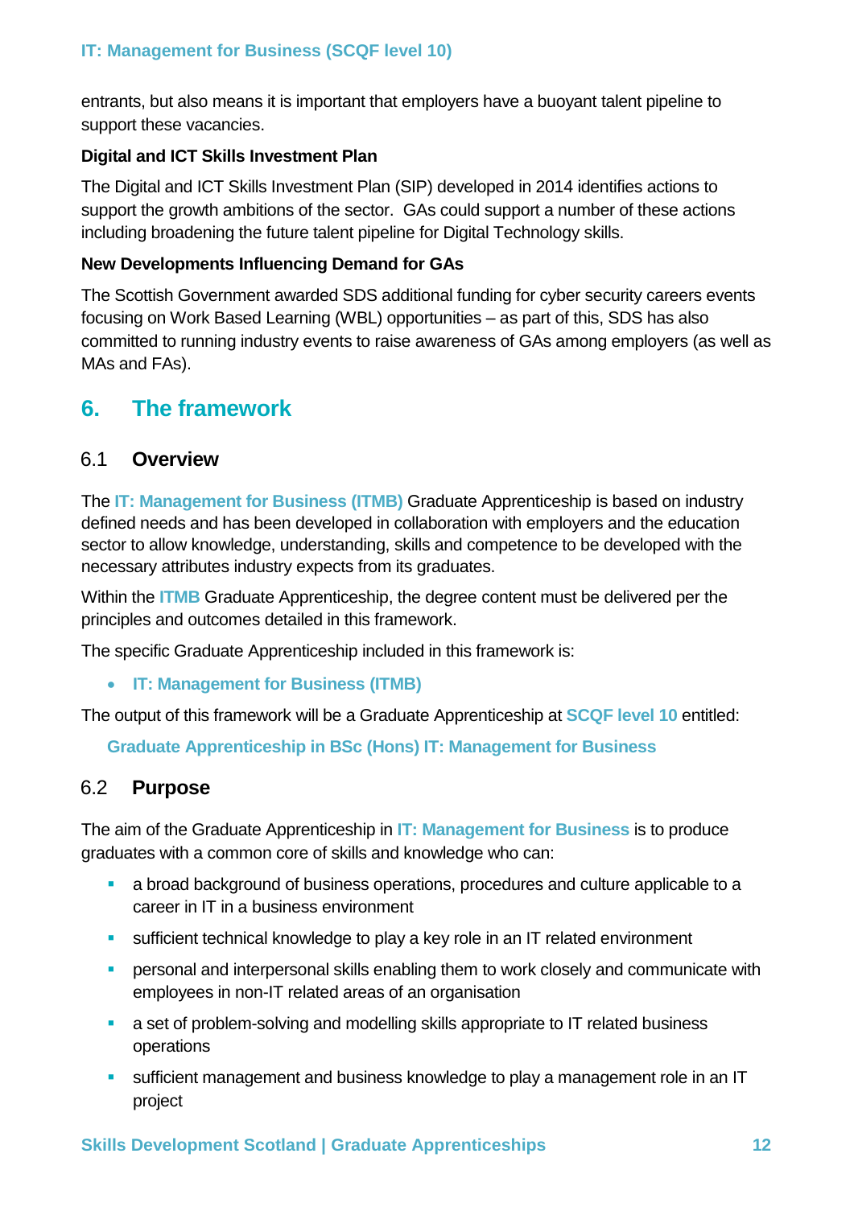entrants, but also means it is important that employers have a buoyant talent pipeline to support these vacancies.

**Digital and ICT Skills Investment Plan**

The Digital and ICT Skills Investment Plan (SIP) developed in 2014 identifies actions to support the growth ambitions of the sector. GAs could support a number of these actions including broadening the future talent pipeline for Digital Technology skills.

**New Developments Influencing Demand for GAs**

The Scottish Government awarded SDS additional funding for cyber security careers events focusing on Work Based Learning (WBL) opportunities – as part of this, SDS has also committed to running industry events to raise awareness of GAs among employers (as well as MAs and FAs).

# 6. The framework

## 6.1 Overview

The **IT: Management for Business (ITMB)** Graduate Apprenticeship is based on industry defined needs and has been developed in collaboration with employers and the education sector to allow knowledge, understanding, skills and competence to be developed with the necessary attributes industry expects from its graduates.

Within the **ITMB** Graduate Apprenticeship, the degree content must be delivered per the principles and outcomes detailed in this framework.

The specific Graduate Apprenticeship included in this framework is:

- **IT: Management for Business (ITMB)**

The output of this framework will be a Graduate Apprenticeship at **SCQF level 10** entitled:

**Graduate Apprenticeship in BSc (Hons) IT: Management for Business**

## 6.2 Purpose

The aim of the Graduate Apprenticeship in **IT: Management for Business** is to produce graduates with a common core of skills and knowledge who can:

- a broad background of business operations, procedures and culture applicable to a career in IT in a business environment
- sufficient technical knowledge to play a key role in an IT related environment
- personal and interpersonal skills enabling them to work closely and communicate with employees in non-IT related areas of an organisation
- a set of problem-solving and modelling skills appropriate to IT related business operations
- sufficient management and business knowledge to play a management role in an IT project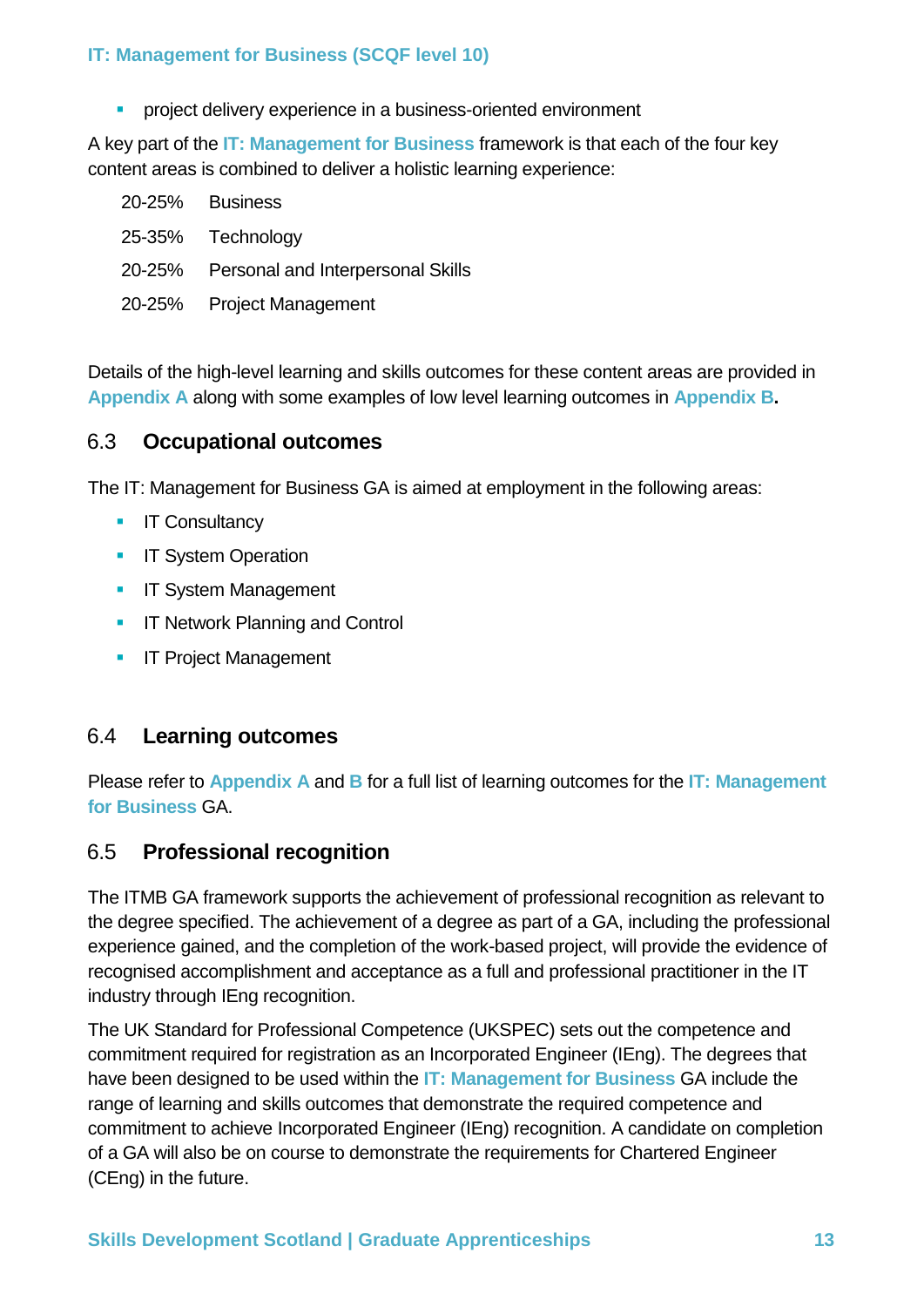- project delivery experience in a business-oriented environment

A key part of the **IT: Management for Business** framework is that each of the four key content areas is combined to deliver a holistic learning experience:

| | |
|---|---|
| 20-25% | Business |
| 25-35% | Technology |
| 20-25% | Personal and Interpersonal Skills |
| 20-25% | Project Management |

Details of the high-level learning and skills outcomes for these content areas are provided in **Appendix A** along with some examples of low level learning outcomes in **Appendix B**.

## 6.3 Occupational outcomes

The IT: Management for Business GA is aimed at employment in the following areas:

- IT Consultancy
- IT System Operation
- IT System Management
- IT Network Planning and Control
- IT Project Management

## 6.4 Learning outcomes

Please refer to **Appendix A** and **B** for a full list of learning outcomes for the **IT: Management for Business** GA.

## 6.5 Professional recognition

The ITMB GA framework supports the achievement of professional recognition as relevant to the degree specified. The achievement of a degree as part of a GA, including the professional experience gained, and the completion of the work-based project, will provide the evidence of recognised accomplishment and acceptance as a full and professional practitioner in the IT industry through IEng recognition.

The UK Standard for Professional Competence (UKSPEC) sets out the competence and commitment required for registration as an Incorporated Engineer (IEng). The degrees that have been designed to be used within the **IT: Management for Business** GA include the range of learning and skills outcomes that demonstrate the required competence and commitment to achieve Incorporated Engineer (IEng) recognition. A candidate on completion of a GA will also be on course to demonstrate the requirements for Chartered Engineer (CEng) in the future.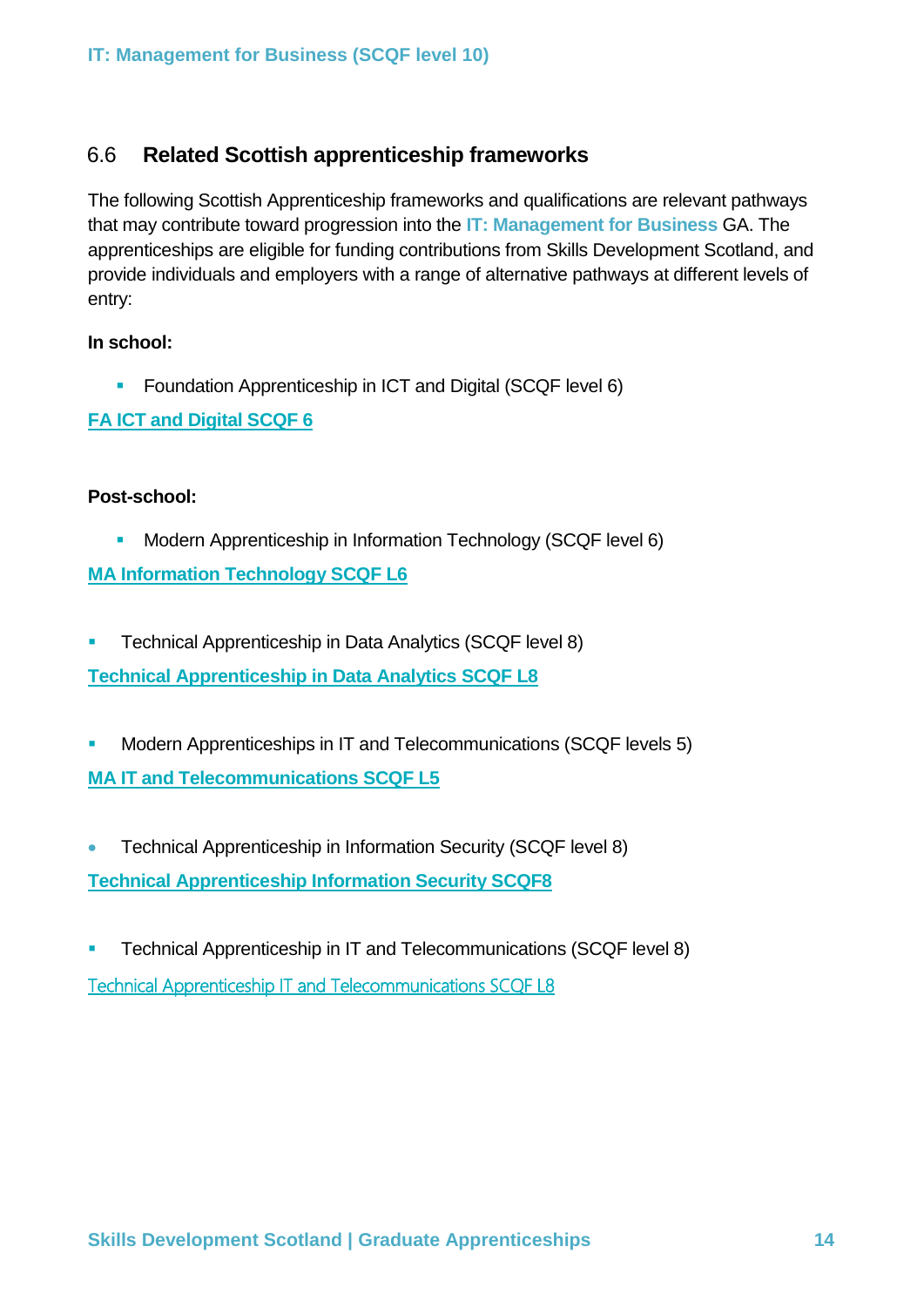## 6.6 Related Scottish apprenticeship frameworks

The following Scottish Apprenticeship frameworks and qualifications are relevant pathways that may contribute toward progression into the IT: Management for Business GA. The apprenticeships are eligible for funding contributions from Skills Development Scotland, and provide individuals and employers with a range of alternative pathways at different levels of entry:

**In school:**

- Foundation Apprenticeship in ICT and Digital (SCQF level 6)

FA ICT and Digital SCQF 6

**Post-school:**

- Modern Apprenticeship in Information Technology (SCQF level 6)

MA Information Technology SCQF L6

- Technical Apprenticeship in Data Analytics (SCQF level 8)

Technical Apprenticeship in Data Analytics SCQF L8

- Modern Apprenticeships in IT and Telecommunications (SCQF levels 5)

MA IT and Telecommunications SCQF L5

- Technical Apprenticeship in Information Security (SCQF level 8)

Technical Apprenticeship Information Security SCQF8

- Technical Apprenticeship in IT and Telecommunications (SCQF level 8)

Technical Apprenticeship IT and Telecommunications SCQF L8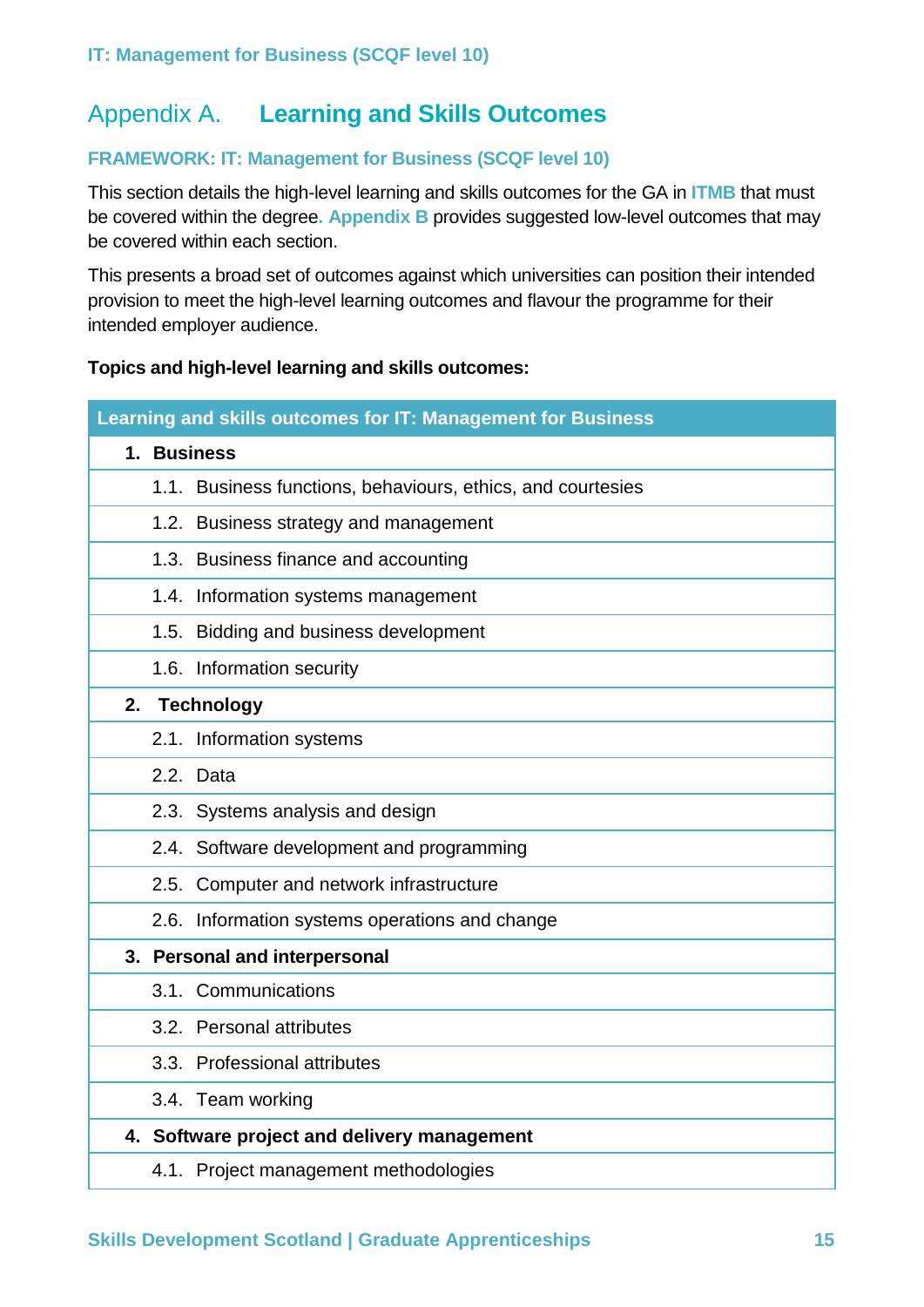## Appendix A. Learning and Skills Outcomes

### FRAMEWORK: IT: Management for Business (SCQF level 10)

This section details the high-level learning and skills outcomes for the GA in **ITMB** that must be covered within the degree. **Appendix B** provides suggested low-level outcomes that may be covered within each section.

This presents a broad set of outcomes against which universities can position their intended provision to meet the high-level learning outcomes and flavour the programme for their intended employer audience.

**Topics and high-level learning and skills outcomes:**

| Learning and skills outcomes for IT: Management for Business |
|---|
| **1. Business** |
| 1.1. Business functions, behaviours, ethics, and courtesies |
| 1.2. Business strategy and management |
| 1.3. Business finance and accounting |
| 1.4. Information systems management |
| 1.5. Bidding and business development |
| 1.6. Information security |
| **2. Technology** |
| 2.1. Information systems |
| 2.2. Data |
| 2.3. Systems analysis and design |
| 2.4. Software development and programming |
| 2.5. Computer and network infrastructure |
| 2.6. Information systems operations and change |
| **3. Personal and interpersonal** |
| 3.1. Communications |
| 3.2. Personal attributes |
| 3.3. Professional attributes |
| 3.4. Team working |
| **4. Software project and delivery management** |
| 4.1. Project management methodologies |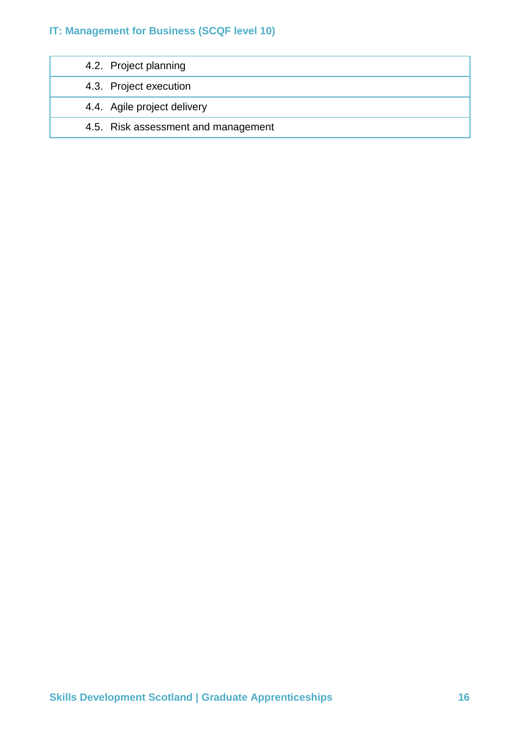| |
|---|
| 4.2. Project planning |
| 4.3. Project execution |
| 4.4. Agile project delivery |
| 4.5. Risk assessment and management |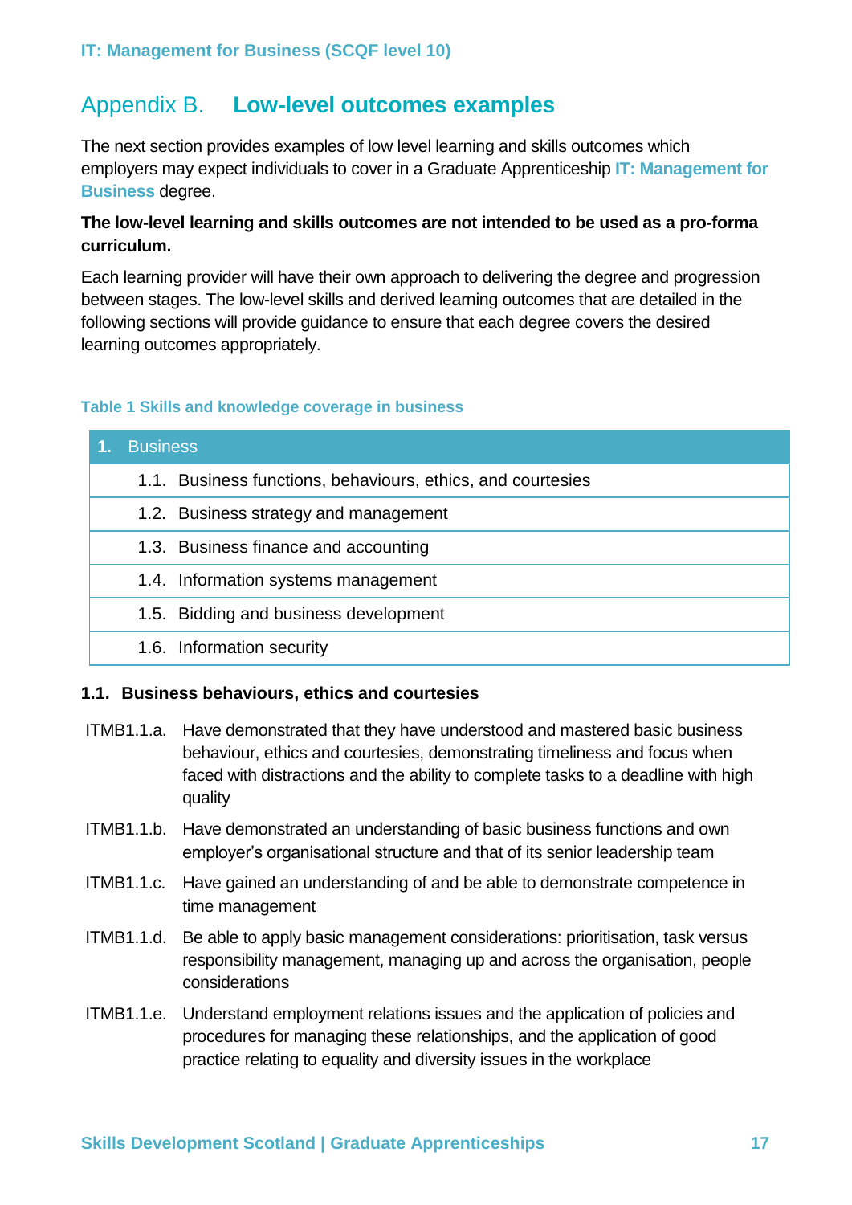# Appendix B. Low-level outcomes examples

The next section provides examples of low level learning and skills outcomes which employers may expect individuals to cover in a Graduate Apprenticeship **IT: Management for Business** degree.

**The low-level learning and skills outcomes are not intended to be used as a pro-forma curriculum.**

Each learning provider will have their own approach to delivering the degree and progression between stages. The low-level skills and derived learning outcomes that are detailed in the following sections will provide guidance to ensure that each degree covers the desired learning outcomes appropriately.

**Table 1 Skills and knowledge coverage in business**

| 1. Business |
|---|
| 1.1. Business functions, behaviours, ethics, and courtesies |
| 1.2. Business strategy and management |
| 1.3. Business finance and accounting |
| 1.4. Information systems management |
| 1.5. Bidding and business development |
| 1.6. Information security |

### 1.1. Business behaviours, ethics and courtesies

ITMB1.1.a. Have demonstrated that they have understood and mastered basic business behaviour, ethics and courtesies, demonstrating timeliness and focus when faced with distractions and the ability to complete tasks to a deadline with high quality

ITMB1.1.b. Have demonstrated an understanding of basic business functions and own employer's organisational structure and that of its senior leadership team

ITMB1.1.c. Have gained an understanding of and be able to demonstrate competence in time management

ITMB1.1.d. Be able to apply basic management considerations: prioritisation, task versus responsibility management, managing up and across the organisation, people considerations

ITMB1.1.e. Understand employment relations issues and the application of policies and procedures for managing these relationships, and the application of good practice relating to equality and diversity issues in the workplace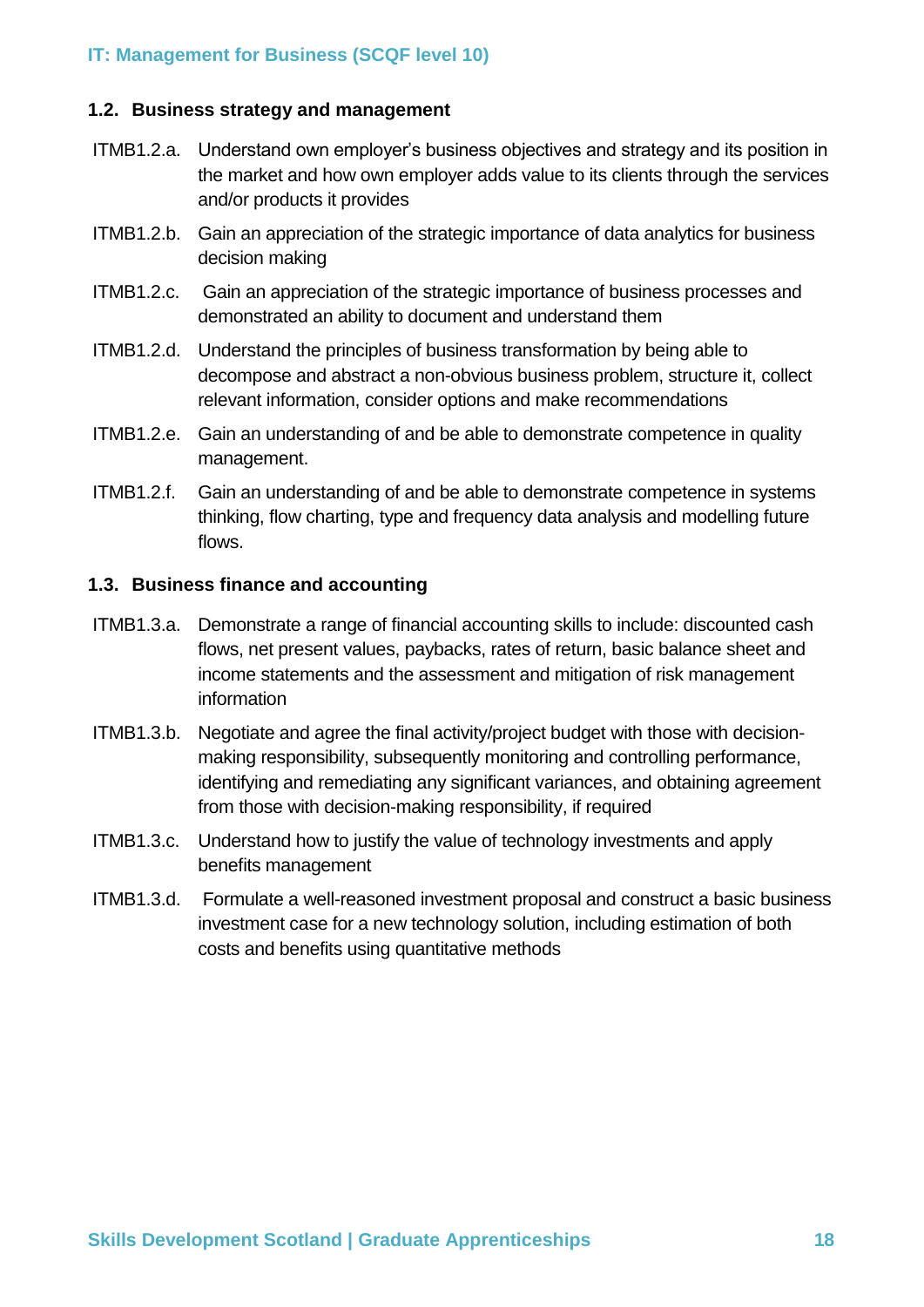### 1.2. Business strategy and management

ITMB1.2.a. Understand own employer's business objectives and strategy and its position in the market and how own employer adds value to its clients through the services and/or products it provides

ITMB1.2.b. Gain an appreciation of the strategic importance of data analytics for business decision making

ITMB1.2.c. Gain an appreciation of the strategic importance of business processes and demonstrated an ability to document and understand them

ITMB1.2.d. Understand the principles of business transformation by being able to decompose and abstract a non-obvious business problem, structure it, collect relevant information, consider options and make recommendations

ITMB1.2.e. Gain an understanding of and be able to demonstrate competence in quality management.

ITMB1.2.f. Gain an understanding of and be able to demonstrate competence in systems thinking, flow charting, type and frequency data analysis and modelling future flows.

### 1.3. Business finance and accounting

ITMB1.3.a. Demonstrate a range of financial accounting skills to include: discounted cash flows, net present values, paybacks, rates of return, basic balance sheet and income statements and the assessment and mitigation of risk management information

ITMB1.3.b. Negotiate and agree the final activity/project budget with those with decision-making responsibility, subsequently monitoring and controlling performance, identifying and remediating any significant variances, and obtaining agreement from those with decision-making responsibility, if required

ITMB1.3.c. Understand how to justify the value of technology investments and apply benefits management

ITMB1.3.d. Formulate a well-reasoned investment proposal and construct a basic business investment case for a new technology solution, including estimation of both costs and benefits using quantitative methods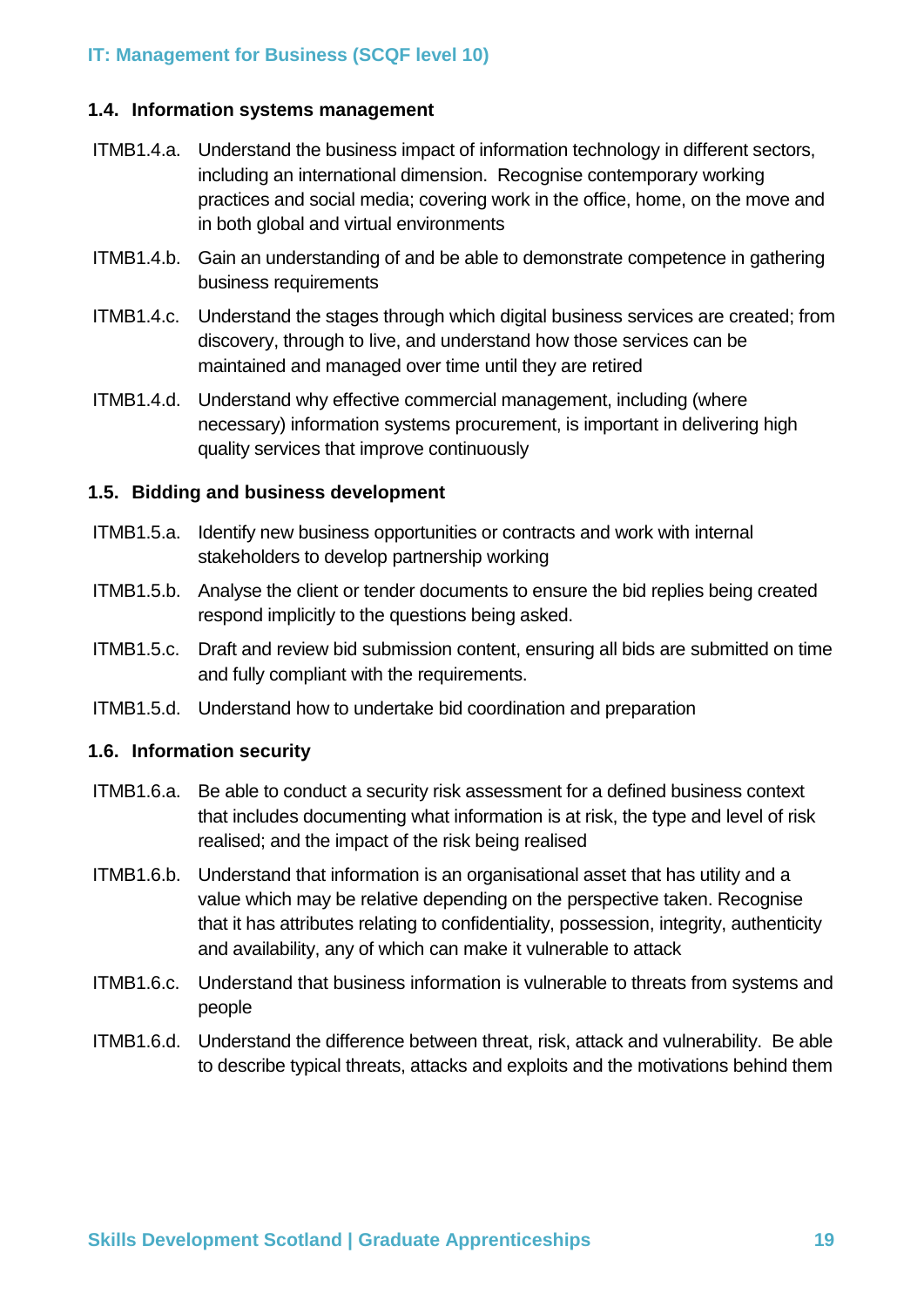### 1.4. Information systems management

ITMB1.4.a. Understand the business impact of information technology in different sectors, including an international dimension. Recognise contemporary working practices and social media; covering work in the office, home, on the move and in both global and virtual environments

ITMB1.4.b. Gain an understanding of and be able to demonstrate competence in gathering business requirements

ITMB1.4.c. Understand the stages through which digital business services are created; from discovery, through to live, and understand how those services can be maintained and managed over time until they are retired

ITMB1.4.d. Understand why effective commercial management, including (where necessary) information systems procurement, is important in delivering high quality services that improve continuously

### 1.5. Bidding and business development

ITMB1.5.a. Identify new business opportunities or contracts and work with internal stakeholders to develop partnership working

ITMB1.5.b. Analyse the client or tender documents to ensure the bid replies being created respond implicitly to the questions being asked.

ITMB1.5.c. Draft and review bid submission content, ensuring all bids are submitted on time and fully compliant with the requirements.

ITMB1.5.d. Understand how to undertake bid coordination and preparation

### 1.6. Information security

ITMB1.6.a. Be able to conduct a security risk assessment for a defined business context that includes documenting what information is at risk, the type and level of risk realised; and the impact of the risk being realised

ITMB1.6.b. Understand that information is an organisational asset that has utility and a value which may be relative depending on the perspective taken. Recognise that it has attributes relating to confidentiality, possession, integrity, authenticity and availability, any of which can make it vulnerable to attack

ITMB1.6.c. Understand that business information is vulnerable to threats from systems and people

ITMB1.6.d. Understand the difference between threat, risk, attack and vulnerability. Be able to describe typical threats, attacks and exploits and the motivations behind them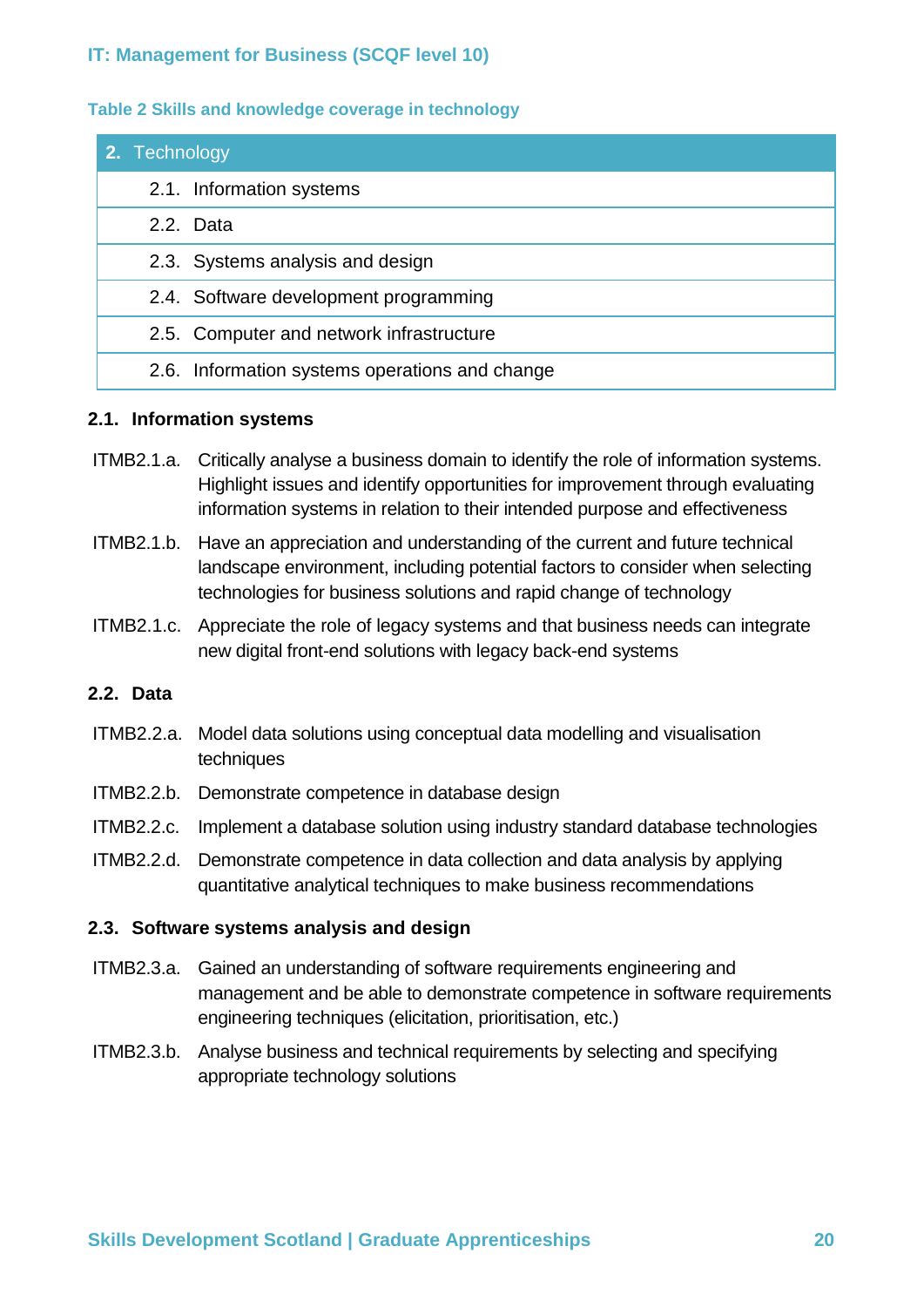IT: Management for Business (SCQF level 10)

**Table 2 Skills and knowledge coverage in technology**

| 2. Technology |
|---|
| 2.1. Information systems |
| 2.2. Data |
| 2.3. Systems analysis and design |
| 2.4. Software development programming |
| 2.5. Computer and network infrastructure |
| 2.6. Information systems operations and change |

### 2.1. Information systems

ITMB2.1.a. Critically analyse a business domain to identify the role of information systems. Highlight issues and identify opportunities for improvement through evaluating information systems in relation to their intended purpose and effectiveness

ITMB2.1.b. Have an appreciation and understanding of the current and future technical landscape environment, including potential factors to consider when selecting technologies for business solutions and rapid change of technology

ITMB2.1.c. Appreciate the role of legacy systems and that business needs can integrate new digital front-end solutions with legacy back-end systems

### 2.2. Data

ITMB2.2.a. Model data solutions using conceptual data modelling and visualisation techniques

ITMB2.2.b. Demonstrate competence in database design

ITMB2.2.c. Implement a database solution using industry standard database technologies

ITMB2.2.d. Demonstrate competence in data collection and data analysis by applying quantitative analytical techniques to make business recommendations

### 2.3. Software systems analysis and design

ITMB2.3.a. Gained an understanding of software requirements engineering and management and be able to demonstrate competence in software requirements engineering techniques (elicitation, prioritisation, etc.)

ITMB2.3.b. Analyse business and technical requirements by selecting and specifying appropriate technology solutions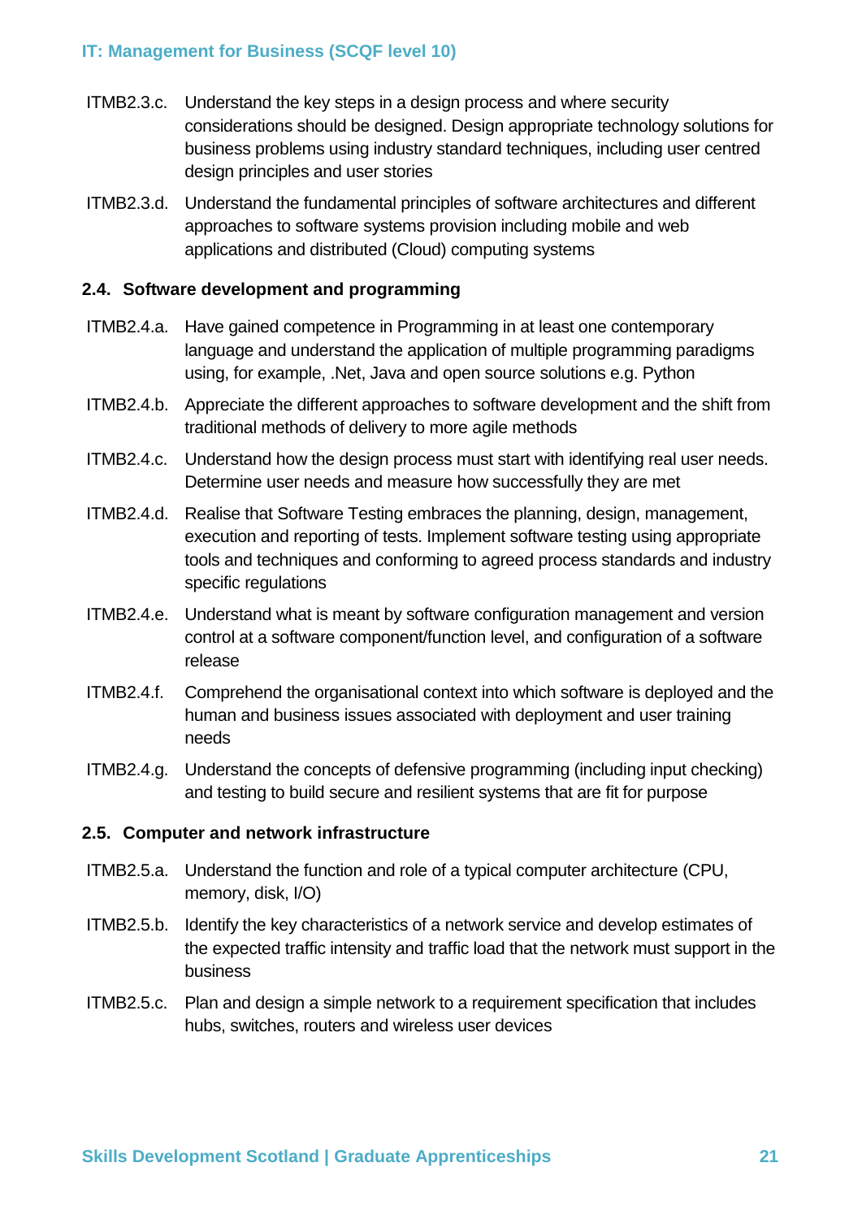ITMB2.3.c. Understand the key steps in a design process and where security considerations should be designed. Design appropriate technology solutions for business problems using industry standard techniques, including user centred design principles and user stories

ITMB2.3.d. Understand the fundamental principles of software architectures and different approaches to software systems provision including mobile and web applications and distributed (Cloud) computing systems

### 2.4. Software development and programming

ITMB2.4.a. Have gained competence in Programming in at least one contemporary language and understand the application of multiple programming paradigms using, for example, .Net, Java and open source solutions e.g. Python

ITMB2.4.b. Appreciate the different approaches to software development and the shift from traditional methods of delivery to more agile methods

ITMB2.4.c. Understand how the design process must start with identifying real user needs. Determine user needs and measure how successfully they are met

ITMB2.4.d. Realise that Software Testing embraces the planning, design, management, execution and reporting of tests. Implement software testing using appropriate tools and techniques and conforming to agreed process standards and industry specific regulations

ITMB2.4.e. Understand what is meant by software configuration management and version control at a software component/function level, and configuration of a software release

ITMB2.4.f. Comprehend the organisational context into which software is deployed and the human and business issues associated with deployment and user training needs

ITMB2.4.g. Understand the concepts of defensive programming (including input checking) and testing to build secure and resilient systems that are fit for purpose

### 2.5. Computer and network infrastructure

ITMB2.5.a. Understand the function and role of a typical computer architecture (CPU, memory, disk, I/O)

ITMB2.5.b. Identify the key characteristics of a network service and develop estimates of the expected traffic intensity and traffic load that the network must support in the business

ITMB2.5.c. Plan and design a simple network to a requirement specification that includes hubs, switches, routers and wireless user devices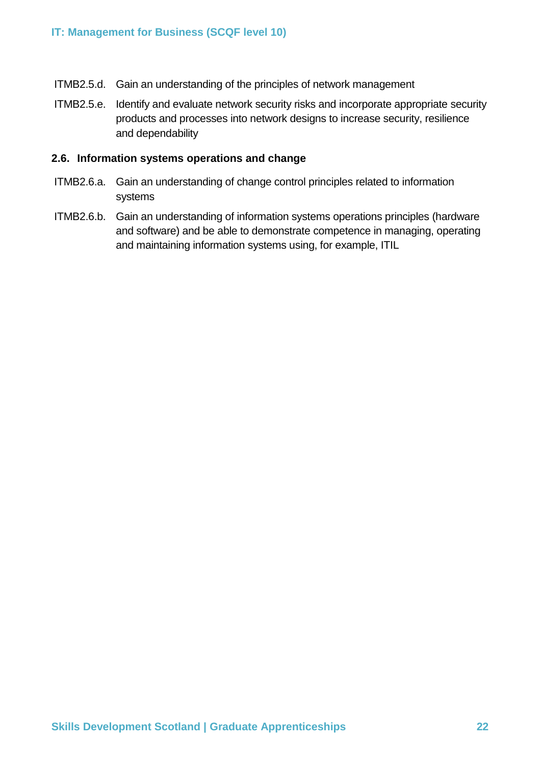ITMB2.5.d. Gain an understanding of the principles of network management

ITMB2.5.e. Identify and evaluate network security risks and incorporate appropriate security products and processes into network designs to increase security, resilience and dependability

### 2.6. Information systems operations and change

ITMB2.6.a. Gain an understanding of change control principles related to information systems

ITMB2.6.b. Gain an understanding of information systems operations principles (hardware and software) and be able to demonstrate competence in managing, operating and maintaining information systems using, for example, ITIL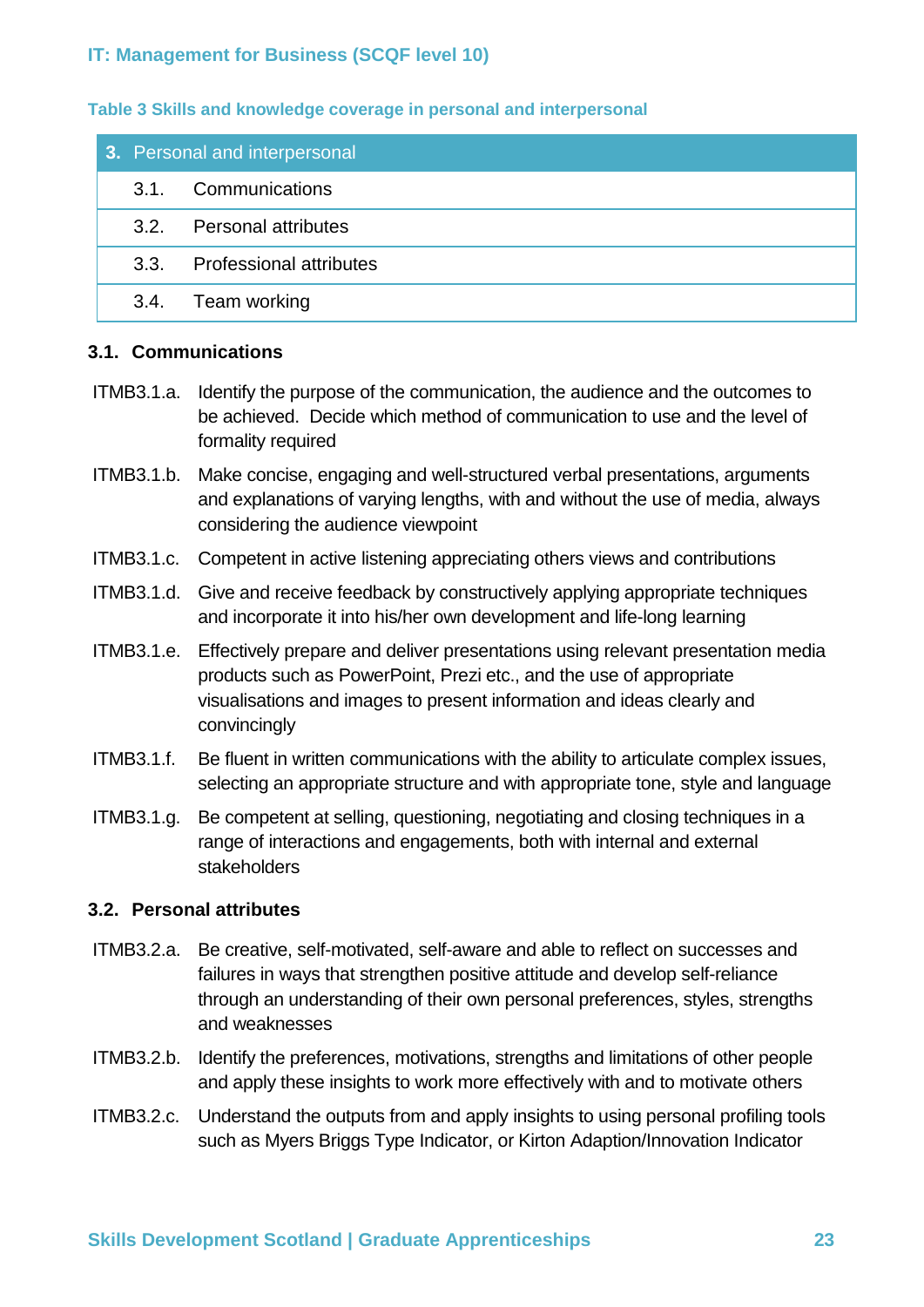### Table 3 Skills and knowledge coverage in personal and interpersonal

| 3. Personal and interpersonal | |
|---|---|
| 3.1. | Communications |
| 3.2. | Personal attributes |
| 3.3. | Professional attributes |
| 3.4. | Team working |

#### 3.1. Communications

ITMB3.1.a. Identify the purpose of the communication, the audience and the outcomes to be achieved. Decide which method of communication to use and the level of formality required

ITMB3.1.b. Make concise, engaging and well-structured verbal presentations, arguments and explanations of varying lengths, with and without the use of media, always considering the audience viewpoint

ITMB3.1.c. Competent in active listening appreciating others views and contributions

ITMB3.1.d. Give and receive feedback by constructively applying appropriate techniques and incorporate it into his/her own development and life-long learning

ITMB3.1.e. Effectively prepare and deliver presentations using relevant presentation media products such as PowerPoint, Prezi etc., and the use of appropriate visualisations and images to present information and ideas clearly and convincingly

ITMB3.1.f. Be fluent in written communications with the ability to articulate complex issues, selecting an appropriate structure and with appropriate tone, style and language

ITMB3.1.g. Be competent at selling, questioning, negotiating and closing techniques in a range of interactions and engagements, both with internal and external stakeholders

#### 3.2. Personal attributes

ITMB3.2.a. Be creative, self-motivated, self-aware and able to reflect on successes and failures in ways that strengthen positive attitude and develop self-reliance through an understanding of their own personal preferences, styles, strengths and weaknesses

ITMB3.2.b. Identify the preferences, motivations, strengths and limitations of other people and apply these insights to work more effectively with and to motivate others

ITMB3.2.c. Understand the outputs from and apply insights to using personal profiling tools such as Myers Briggs Type Indicator, or Kirton Adaption/Innovation Indicator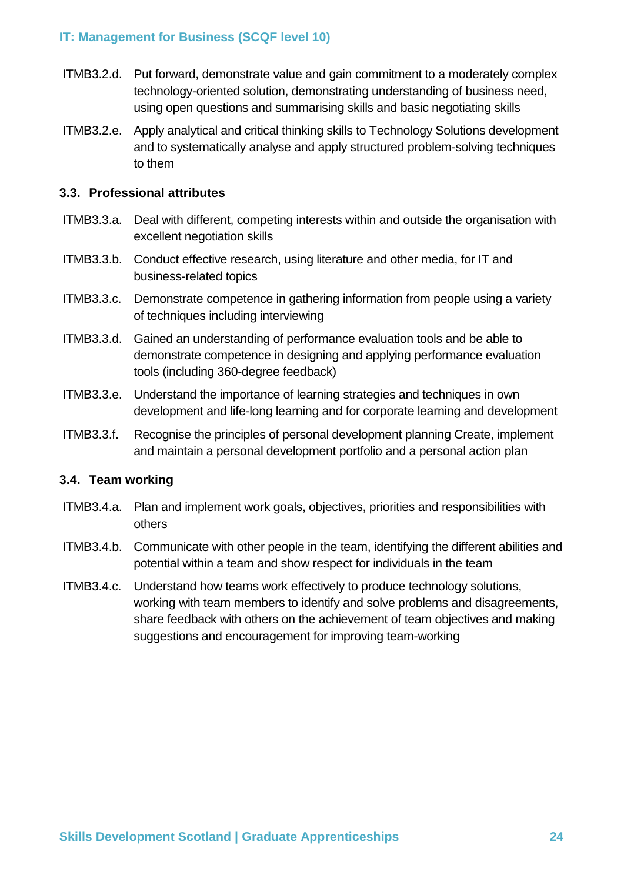ITMB3.2.d. Put forward, demonstrate value and gain commitment to a moderately complex technology-oriented solution, demonstrating understanding of business need, using open questions and summarising skills and basic negotiating skills

ITMB3.2.e. Apply analytical and critical thinking skills to Technology Solutions development and to systematically analyse and apply structured problem-solving techniques to them

### 3.3. Professional attributes

ITMB3.3.a. Deal with different, competing interests within and outside the organisation with excellent negotiation skills

ITMB3.3.b. Conduct effective research, using literature and other media, for IT and business-related topics

ITMB3.3.c. Demonstrate competence in gathering information from people using a variety of techniques including interviewing

ITMB3.3.d. Gained an understanding of performance evaluation tools and be able to demonstrate competence in designing and applying performance evaluation tools (including 360-degree feedback)

ITMB3.3.e. Understand the importance of learning strategies and techniques in own development and life-long learning and for corporate learning and development

ITMB3.3.f. Recognise the principles of personal development planning Create, implement and maintain a personal development portfolio and a personal action plan

### 3.4. Team working

ITMB3.4.a. Plan and implement work goals, objectives, priorities and responsibilities with others

ITMB3.4.b. Communicate with other people in the team, identifying the different abilities and potential within a team and show respect for individuals in the team

ITMB3.4.c. Understand how teams work effectively to produce technology solutions, working with team members to identify and solve problems and disagreements, share feedback with others on the achievement of team objectives and making suggestions and encouragement for improving team-working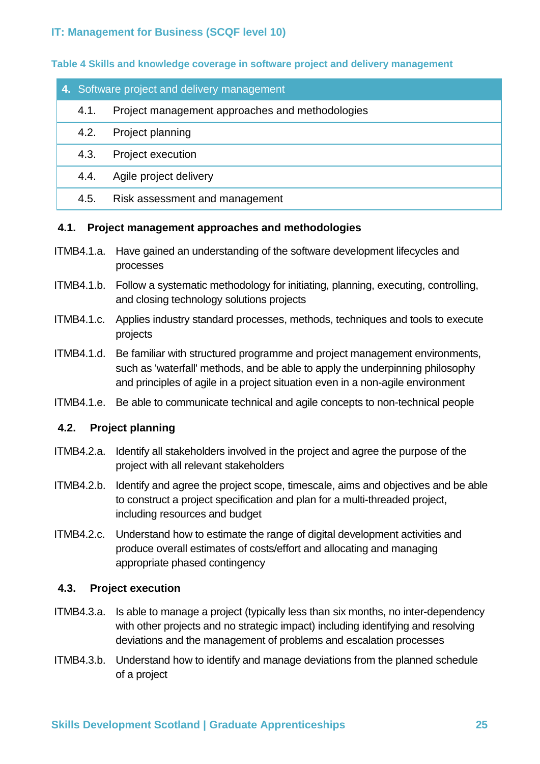**Table 4 Skills and knowledge coverage in software project and delivery management**

| 4. Software project and delivery management | |
|---|---|
| 4.1. | Project management approaches and methodologies |
| 4.2. | Project planning |
| 4.3. | Project execution |
| 4.4. | Agile project delivery |
| 4.5. | Risk assessment and management |

### 4.1. Project management approaches and methodologies

ITMB4.1.a. Have gained an understanding of the software development lifecycles and processes

ITMB4.1.b. Follow a systematic methodology for initiating, planning, executing, controlling, and closing technology solutions projects

ITMB4.1.c. Applies industry standard processes, methods, techniques and tools to execute projects

ITMB4.1.d. Be familiar with structured programme and project management environments, such as 'waterfall' methods, and be able to apply the underpinning philosophy and principles of agile in a project situation even in a non-agile environment

ITMB4.1.e. Be able to communicate technical and agile concepts to non-technical people

### 4.2. Project planning

ITMB4.2.a. Identify all stakeholders involved in the project and agree the purpose of the project with all relevant stakeholders

ITMB4.2.b. Identify and agree the project scope, timescale, aims and objectives and be able to construct a project specification and plan for a multi-threaded project, including resources and budget

ITMB4.2.c. Understand how to estimate the range of digital development activities and produce overall estimates of costs/effort and allocating and managing appropriate phased contingency

### 4.3. Project execution

ITMB4.3.a. Is able to manage a project (typically less than six months, no inter-dependency with other projects and no strategic impact) including identifying and resolving deviations and the management of problems and escalation processes

ITMB4.3.b. Understand how to identify and manage deviations from the planned schedule of a project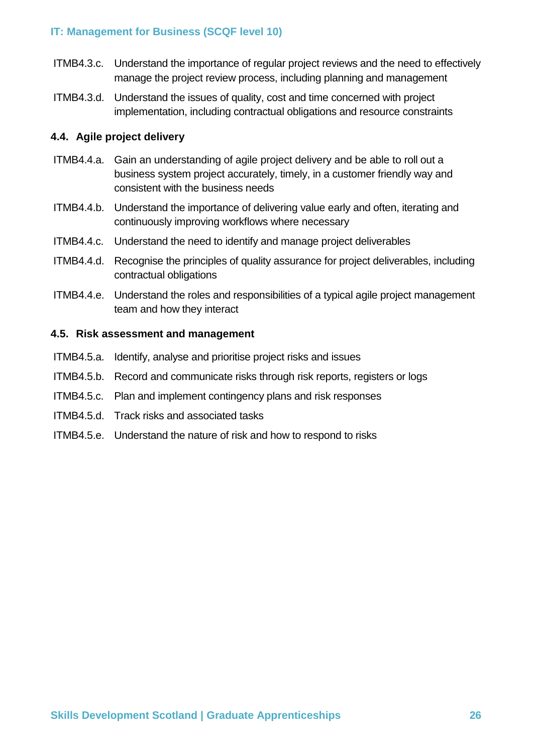ITMB4.3.c. Understand the importance of regular project reviews and the need to effectively manage the project review process, including planning and management

ITMB4.3.d. Understand the issues of quality, cost and time concerned with project implementation, including contractual obligations and resource constraints

#### 4.4. Agile project delivery

ITMB4.4.a. Gain an understanding of agile project delivery and be able to roll out a business system project accurately, timely, in a customer friendly way and consistent with the business needs

ITMB4.4.b. Understand the importance of delivering value early and often, iterating and continuously improving workflows where necessary

ITMB4.4.c. Understand the need to identify and manage project deliverables

ITMB4.4.d. Recognise the principles of quality assurance for project deliverables, including contractual obligations

ITMB4.4.e. Understand the roles and responsibilities of a typical agile project management team and how they interact

#### 4.5. Risk assessment and management

ITMB4.5.a. Identify, analyse and prioritise project risks and issues

ITMB4.5.b. Record and communicate risks through risk reports, registers or logs

ITMB4.5.c. Plan and implement contingency plans and risk responses

ITMB4.5.d. Track risks and associated tasks

ITMB4.5.e. Understand the nature of risk and how to respond to risks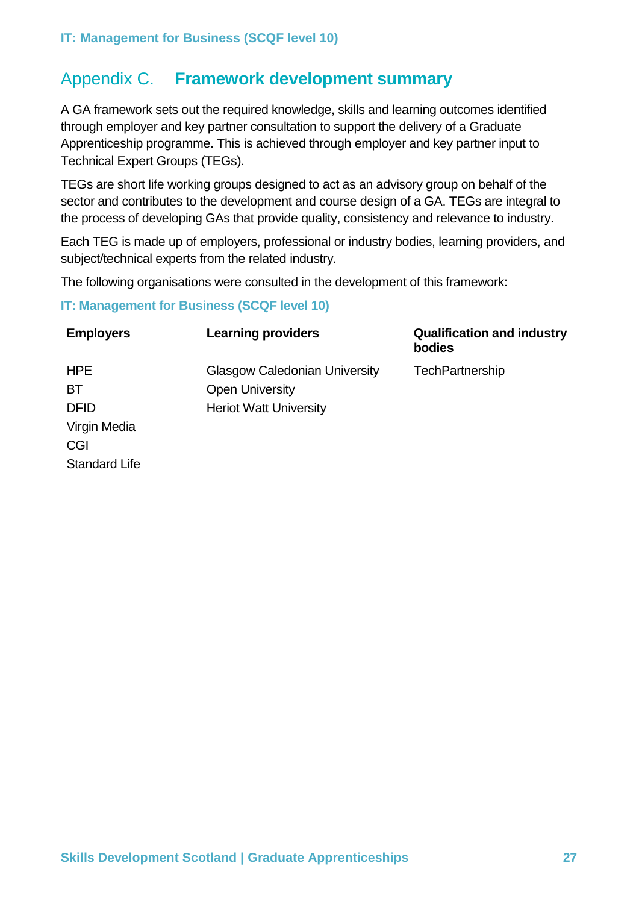# Appendix C. Framework development summary

A GA framework sets out the required knowledge, skills and learning outcomes identified through employer and key partner consultation to support the delivery of a Graduate Apprenticeship programme. This is achieved through employer and key partner input to Technical Expert Groups (TEGs).

TEGs are short life working groups designed to act as an advisory group on behalf of the sector and contributes to the development and course design of a GA. TEGs are integral to the process of developing GAs that provide quality, consistency and relevance to industry.

Each TEG is made up of employers, professional or industry bodies, learning providers, and subject/technical experts from the related industry.

The following organisations were consulted in the development of this framework:

**IT: Management for Business (SCQF level 10)**

| Employers | Learning providers | Qualification and industry bodies |
|---|---|---|
| HPE | Glasgow Caledonian University | TechPartnership |
| BT | Open University | |
| DFID | Heriot Watt University | |
| Virgin Media | | |
| CGI | | |
| Standard Life | | |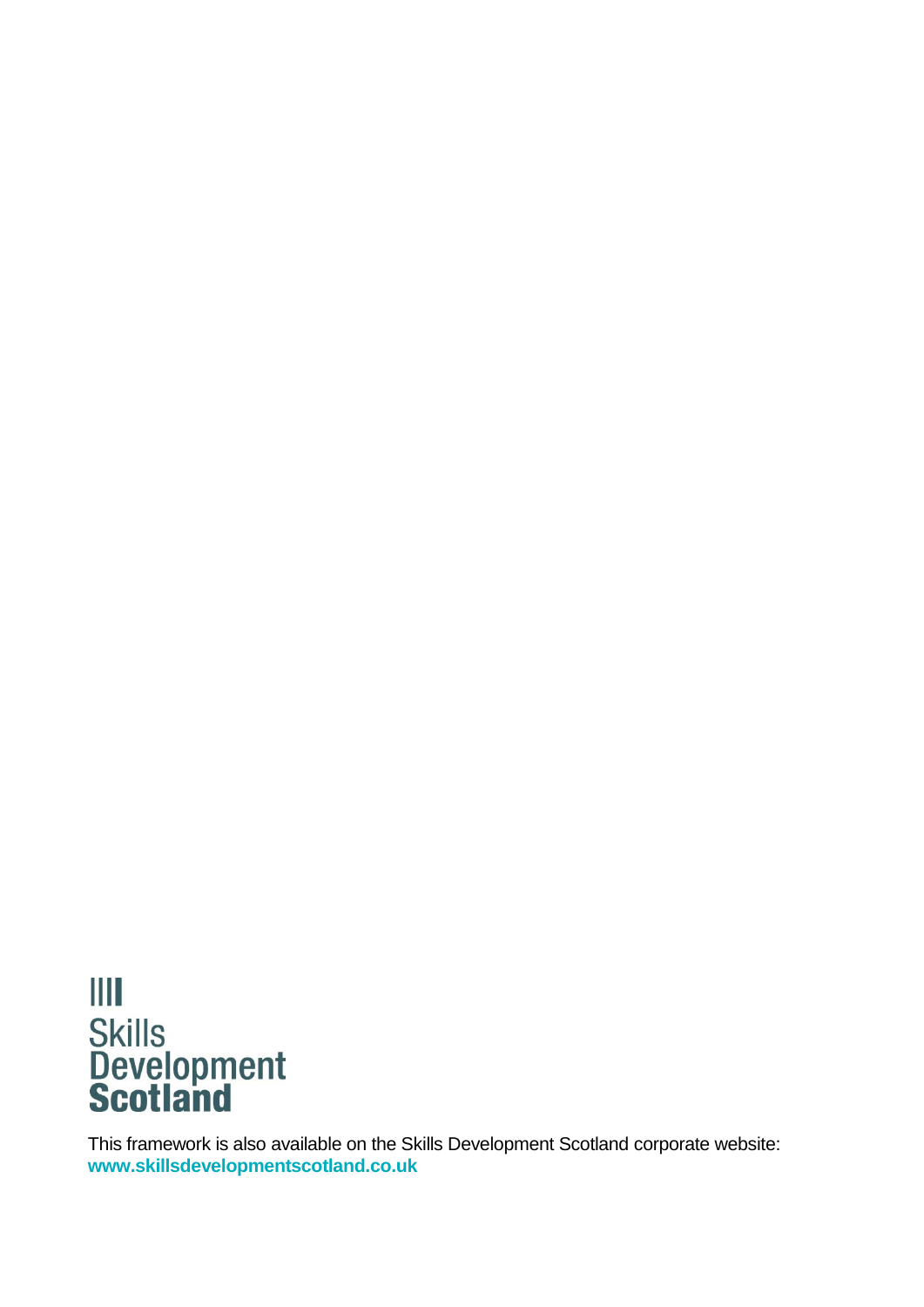Skills
Development
Scotland

This framework is also available on the Skills Development Scotland corporate website:
**www.skillsdevelopmentscotland.co.uk**